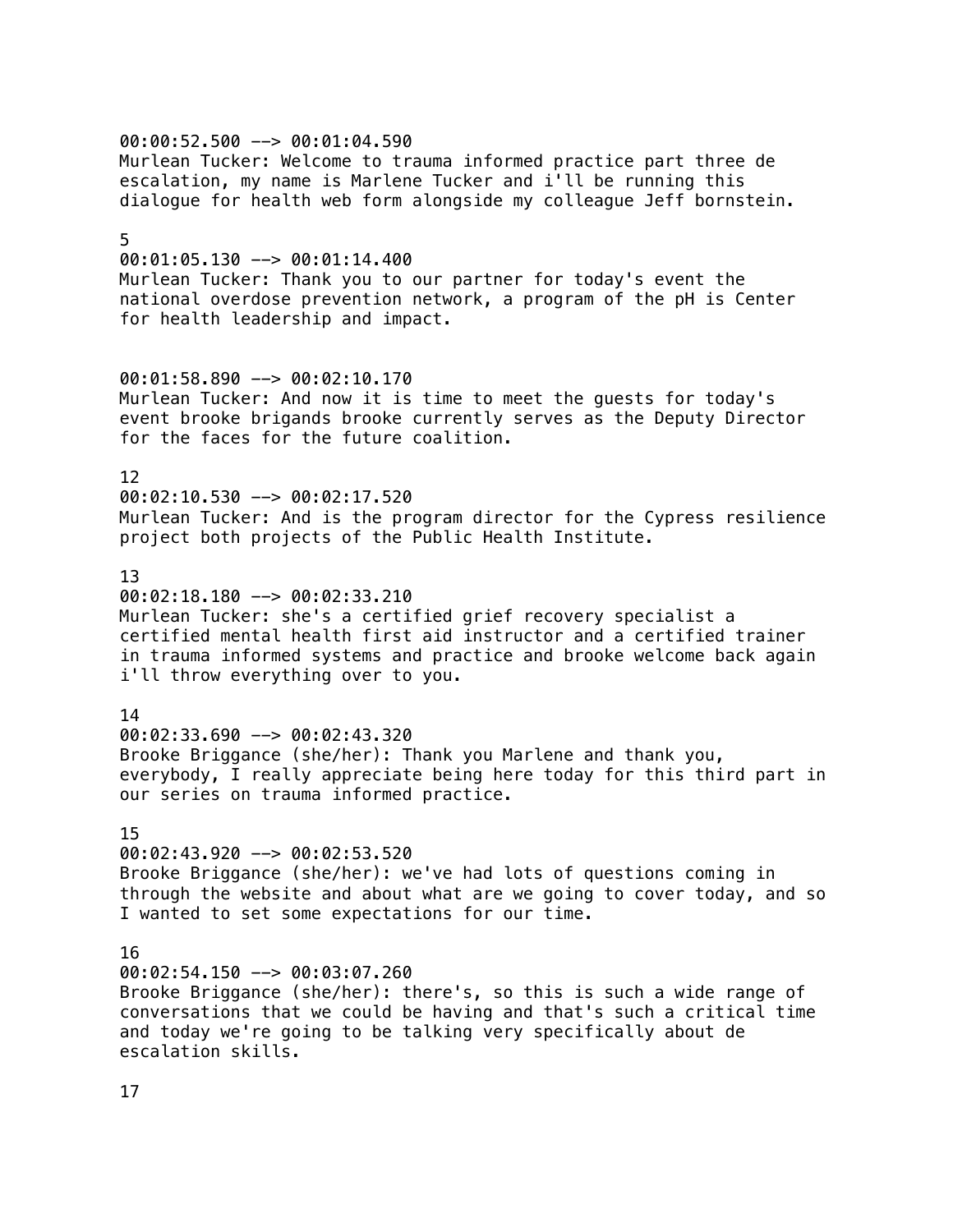00:00:52.500 --> 00:01:04.590
Murlean Tucker: Welcome to trauma informed practice part three de escalation, my name is Marlene Tucker and i'll be running this dialogue for health web form alongside my colleague Jeff bornstein.

5
00:01:05.130 --> 00:01:14.400
Murlean Tucker: Thank you to our partner for today's event the national overdose prevention network, a program of the pH is Center for health leadership and impact.

00:01:58.890 --> 00:02:10.170
Murlean Tucker: And now it is time to meet the guests for today's event brooke brigands brooke currently serves as the Deputy Director for the faces for the future coalition.

12
00:02:10.530 --> 00:02:17.520
Murlean Tucker: And is the program director for the Cypress resilience project both projects of the Public Health Institute.

13
00:02:18.180 --> 00:02:33.210
Murlean Tucker: she's a certified grief recovery specialist a certified mental health first aid instructor and a certified trainer in trauma informed systems and practice and brooke welcome back again i'll throw everything over to you.

14
00:02:33.690 --> 00:02:43.320
Brooke Briggance (she/her): Thank you Marlene and thank you, everybody, I really appreciate being here today for this third part in our series on trauma informed practice.

15
00:02:43.920 --> 00:02:53.520
Brooke Briggance (she/her): we've had lots of questions coming in through the website and about what are we going to cover today, and so I wanted to set some expectations for our time.

16
00:02:54.150 --> 00:03:07.260
Brooke Briggance (she/her): there's, so this is such a wide range of conversations that we could be having and that's such a critical time and today we're going to be talking very specifically about de escalation skills.

17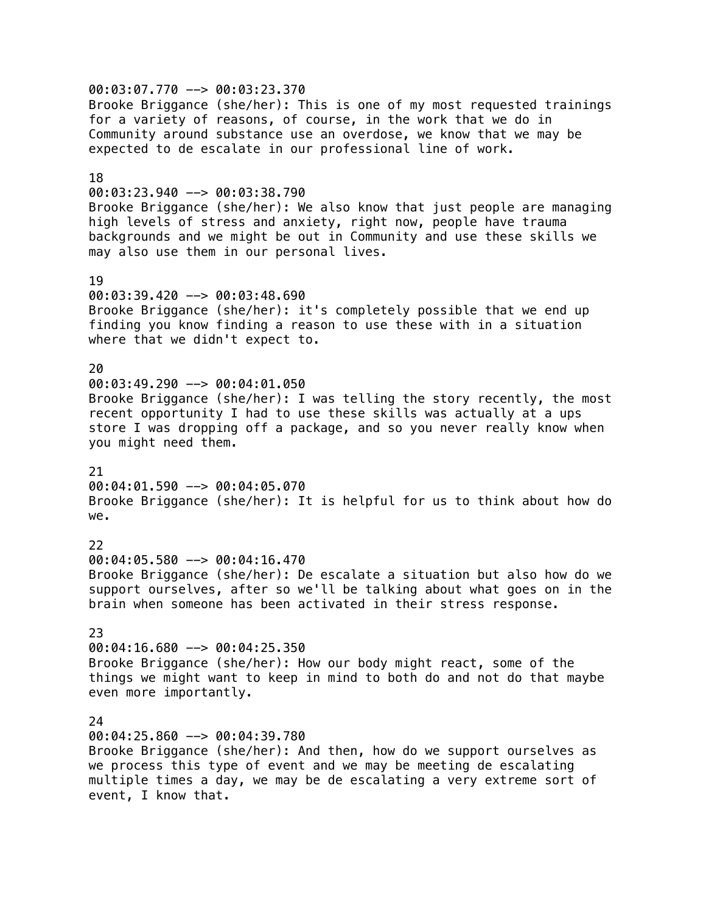00:03:07.770 --> 00:03:23.370
Brooke Briggance (she/her): This is one of my most requested trainings for a variety of reasons, of course, in the work that we do in Community around substance use an overdose, we know that we may be expected to de escalate in our professional line of work.

18
00:03:23.940 --> 00:03:38.790
Brooke Briggance (she/her): We also know that just people are managing high levels of stress and anxiety, right now, people have trauma backgrounds and we might be out in Community and use these skills we may also use them in our personal lives.

19
00:03:39.420 --> 00:03:48.690
Brooke Briggance (she/her): it's completely possible that we end up finding you know finding a reason to use these with in a situation where that we didn't expect to.

20
00:03:49.290 --> 00:04:01.050
Brooke Briggance (she/her): I was telling the story recently, the most recent opportunity I had to use these skills was actually at a ups store I was dropping off a package, and so you never really know when you might need them.

21
00:04:01.590 --> 00:04:05.070
Brooke Briggance (she/her): It is helpful for us to think about how do we.

22
00:04:05.580 --> 00:04:16.470
Brooke Briggance (she/her): De escalate a situation but also how do we support ourselves, after so we'll be talking about what goes on in the brain when someone has been activated in their stress response.

23
00:04:16.680 --> 00:04:25.350
Brooke Briggance (she/her): How our body might react, some of the things we might want to keep in mind to both do and not do that maybe even more importantly.

24
00:04:25.860 --> 00:04:39.780
Brooke Briggance (she/her): And then, how do we support ourselves as we process this type of event and we may be meeting de escalating multiple times a day, we may be de escalating a very extreme sort of event, I know that.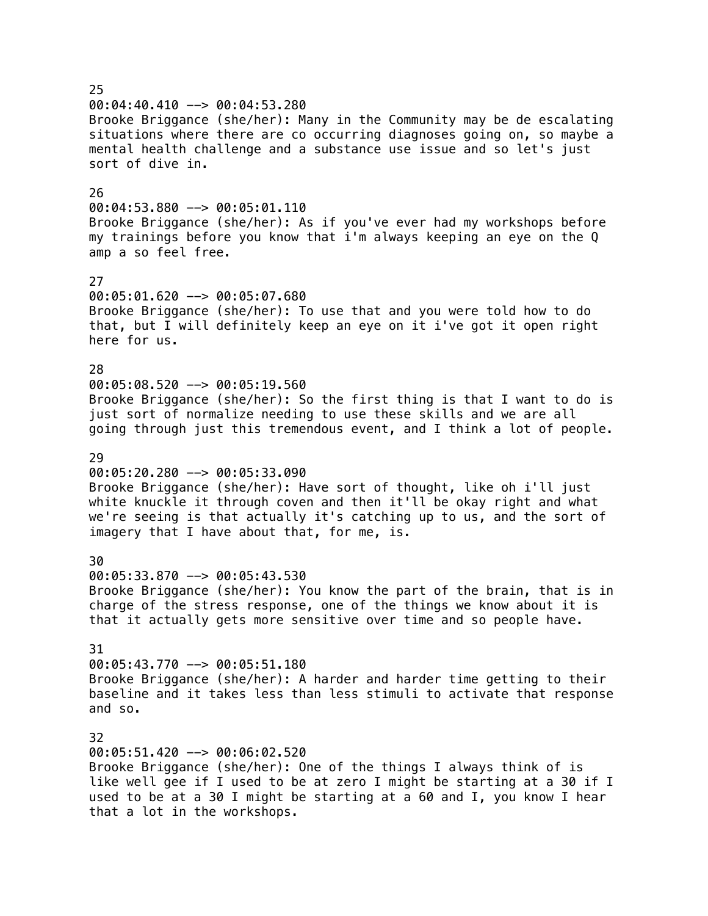25
00:04:40.410 --> 00:04:53.280
Brooke Briggance (she/her): Many in the Community may be de escalating situations where there are co occurring diagnoses going on, so maybe a mental health challenge and a substance use issue and so let's just sort of dive in.

26
00:04:53.880 --> 00:05:01.110
Brooke Briggance (she/her): As if you've ever had my workshops before my trainings before you know that i'm always keeping an eye on the Q amp a so feel free.

27
00:05:01.620 --> 00:05:07.680
Brooke Briggance (she/her): To use that and you were told how to do that, but I will definitely keep an eye on it i've got it open right here for us.

28
00:05:08.520 --> 00:05:19.560
Brooke Briggance (she/her): So the first thing is that I want to do is just sort of normalize needing to use these skills and we are all going through just this tremendous event, and I think a lot of people.

29
00:05:20.280 --> 00:05:33.090
Brooke Briggance (she/her): Have sort of thought, like oh i'll just white knuckle it through coven and then it'll be okay right and what we're seeing is that actually it's catching up to us, and the sort of imagery that I have about that, for me, is.

30
00:05:33.870 --> 00:05:43.530
Brooke Briggance (she/her): You know the part of the brain, that is in charge of the stress response, one of the things we know about it is that it actually gets more sensitive over time and so people have.

31
00:05:43.770 --> 00:05:51.180
Brooke Briggance (she/her): A harder and harder time getting to their baseline and it takes less than less stimuli to activate that response and so.

32
00:05:51.420 --> 00:06:02.520
Brooke Briggance (she/her): One of the things I always think of is like well gee if I used to be at zero I might be starting at a 30 if I used to be at a 30 I might be starting at a 60 and I, you know I hear that a lot in the workshops.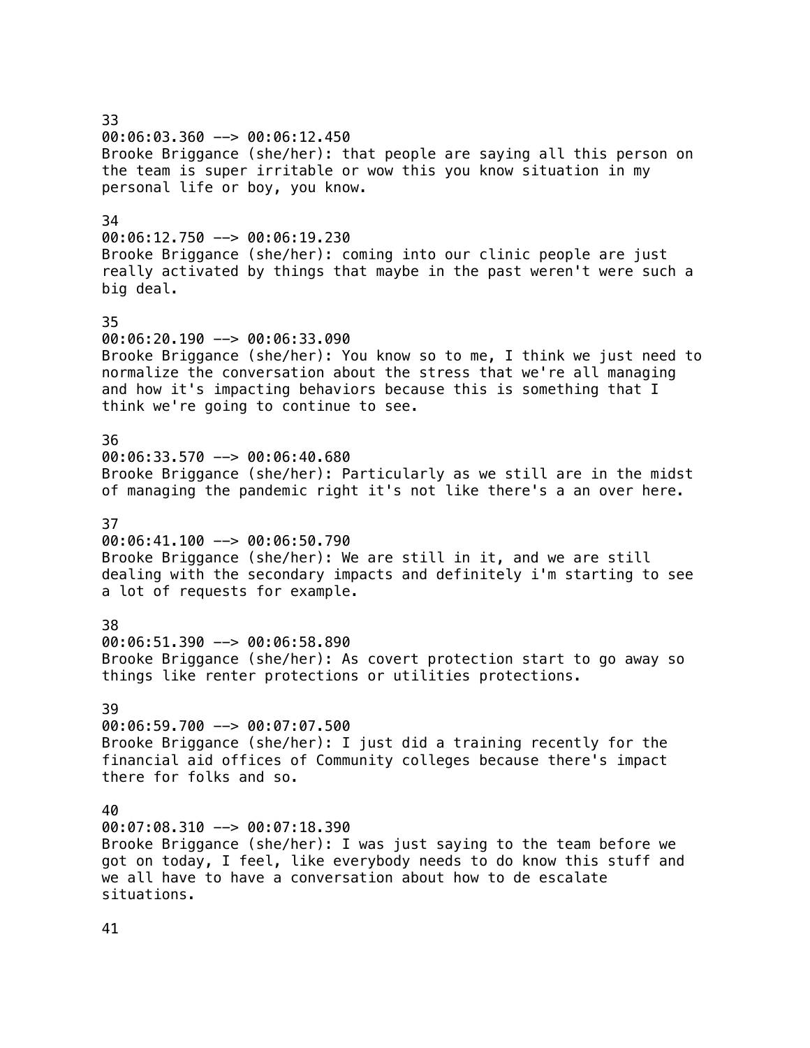33
00:06:03.360 --> 00:06:12.450
Brooke Briggance (she/her): that people are saying all this person on the team is super irritable or wow this you know situation in my personal life or boy, you know.

34
00:06:12.750 --> 00:06:19.230
Brooke Briggance (she/her): coming into our clinic people are just really activated by things that maybe in the past weren't were such a big deal.

35
00:06:20.190 --> 00:06:33.090
Brooke Briggance (she/her): You know so to me, I think we just need to normalize the conversation about the stress that we're all managing and how it's impacting behaviors because this is something that I think we're going to continue to see.

36
00:06:33.570 --> 00:06:40.680
Brooke Briggance (she/her): Particularly as we still are in the midst of managing the pandemic right it's not like there's a an over here.

37
00:06:41.100 --> 00:06:50.790
Brooke Briggance (she/her): We are still in it, and we are still dealing with the secondary impacts and definitely i'm starting to see a lot of requests for example.

38
00:06:51.390 --> 00:06:58.890
Brooke Briggance (she/her): As covert protection start to go away so things like renter protections or utilities protections.

39
00:06:59.700 --> 00:07:07.500
Brooke Briggance (she/her): I just did a training recently for the financial aid offices of Community colleges because there's impact there for folks and so.

40
00:07:08.310 --> 00:07:18.390
Brooke Briggance (she/her): I was just saying to the team before we got on today, I feel, like everybody needs to do know this stuff and we all have to have a conversation about how to de escalate situations.

41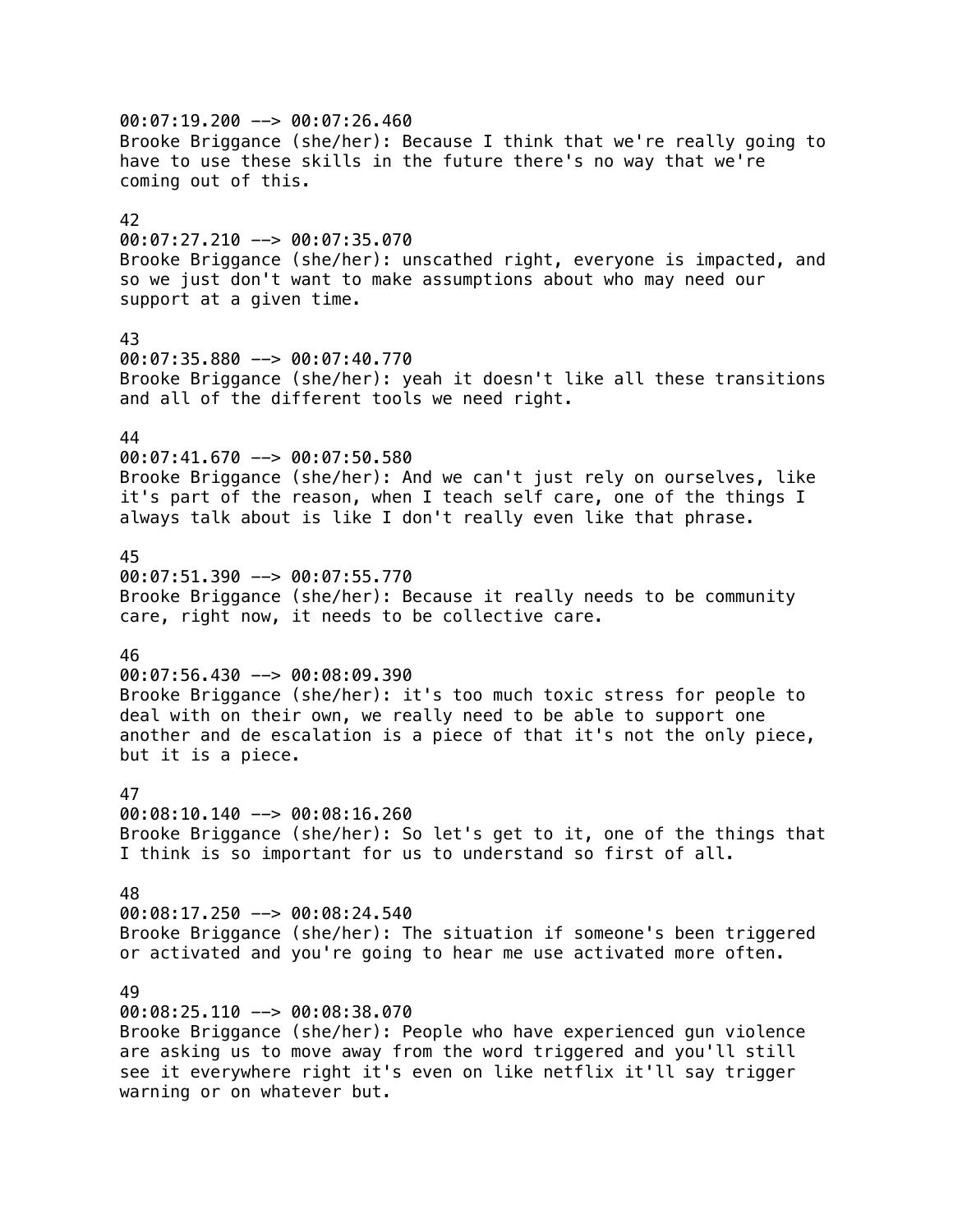00:07:19.200 --> 00:07:26.460
Brooke Briggance (she/her): Because I think that we're really going to have to use these skills in the future there's no way that we're coming out of this.

42
00:07:27.210 --> 00:07:35.070
Brooke Briggance (she/her): unscathed right, everyone is impacted, and so we just don't want to make assumptions about who may need our support at a given time.

43
00:07:35.880 --> 00:07:40.770
Brooke Briggance (she/her): yeah it doesn't like all these transitions and all of the different tools we need right.

44
00:07:41.670 --> 00:07:50.580
Brooke Briggance (she/her): And we can't just rely on ourselves, like it's part of the reason, when I teach self care, one of the things I always talk about is like I don't really even like that phrase.

45
00:07:51.390 --> 00:07:55.770
Brooke Briggance (she/her): Because it really needs to be community care, right now, it needs to be collective care.

46
00:07:56.430 --> 00:08:09.390
Brooke Briggance (she/her): it's too much toxic stress for people to deal with on their own, we really need to be able to support one another and de escalation is a piece of that it's not the only piece, but it is a piece.

47
00:08:10.140 --> 00:08:16.260
Brooke Briggance (she/her): So let's get to it, one of the things that I think is so important for us to understand so first of all.

48
00:08:17.250 --> 00:08:24.540
Brooke Briggance (she/her): The situation if someone's been triggered or activated and you're going to hear me use activated more often.

49
00:08:25.110 --> 00:08:38.070
Brooke Briggance (she/her): People who have experienced gun violence are asking us to move away from the word triggered and you'll still see it everywhere right it's even on like netflix it'll say trigger warning or on whatever but.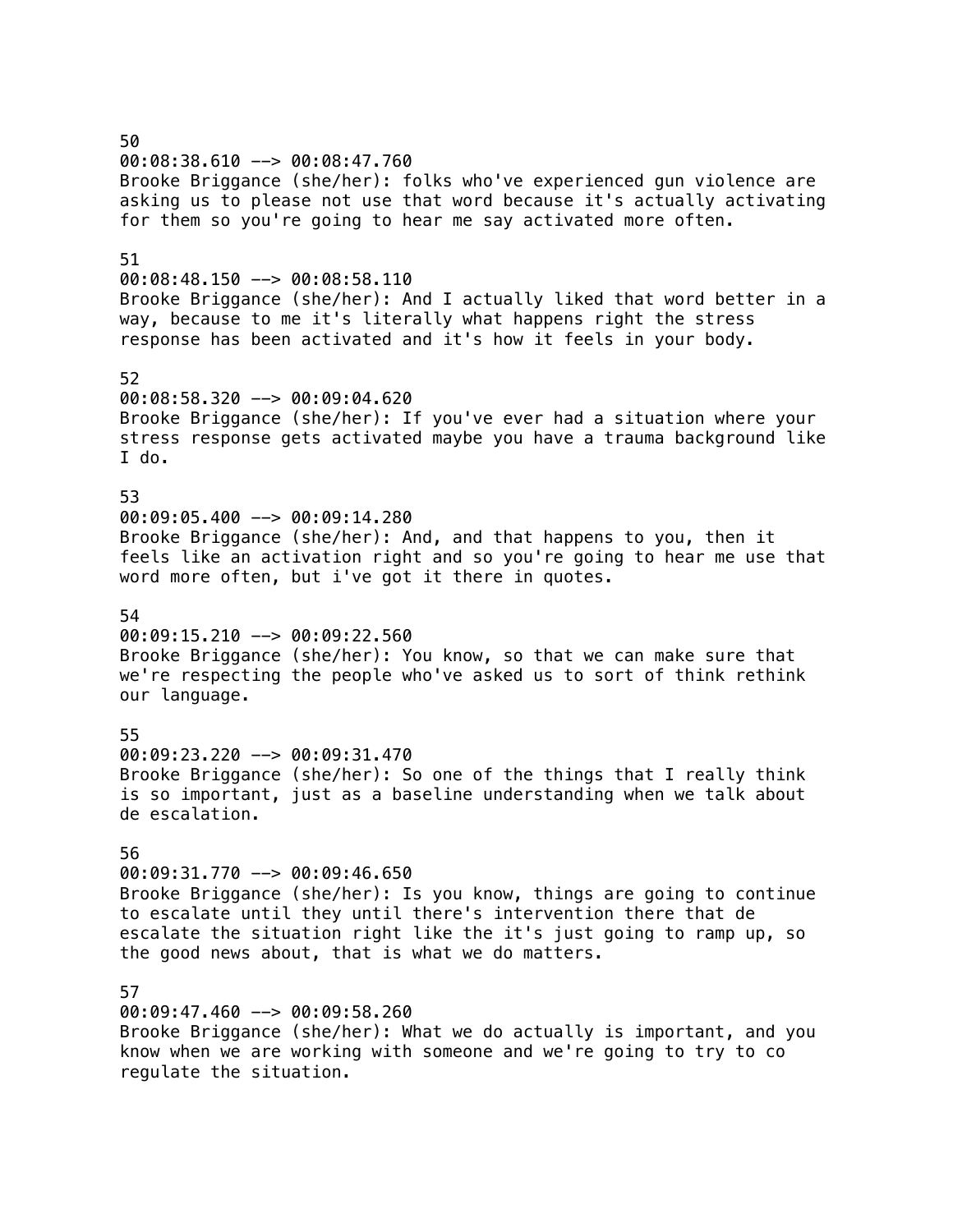50
00:08:38.610 --> 00:08:47.760
Brooke Briggance (she/her): folks who've experienced gun violence are asking us to please not use that word because it's actually activating for them so you're going to hear me say activated more often.

51
00:08:48.150 --> 00:08:58.110
Brooke Briggance (she/her): And I actually liked that word better in a way, because to me it's literally what happens right the stress response has been activated and it's how it feels in your body.

52
00:08:58.320 --> 00:09:04.620
Brooke Briggance (she/her): If you've ever had a situation where your stress response gets activated maybe you have a trauma background like I do.

53
00:09:05.400 --> 00:09:14.280
Brooke Briggance (she/her): And, and that happens to you, then it feels like an activation right and so you're going to hear me use that word more often, but i've got it there in quotes.

54
00:09:15.210 --> 00:09:22.560
Brooke Briggance (she/her): You know, so that we can make sure that we're respecting the people who've asked us to sort of think rethink our language.

55
00:09:23.220 --> 00:09:31.470
Brooke Briggance (she/her): So one of the things that I really think is so important, just as a baseline understanding when we talk about de escalation.

56
00:09:31.770 --> 00:09:46.650
Brooke Briggance (she/her): Is you know, things are going to continue to escalate until they until there's intervention there that de escalate the situation right like the it's just going to ramp up, so the good news about, that is what we do matters.

57
00:09:47.460 --> 00:09:58.260
Brooke Briggance (she/her): What we do actually is important, and you know when we are working with someone and we're going to try to co regulate the situation.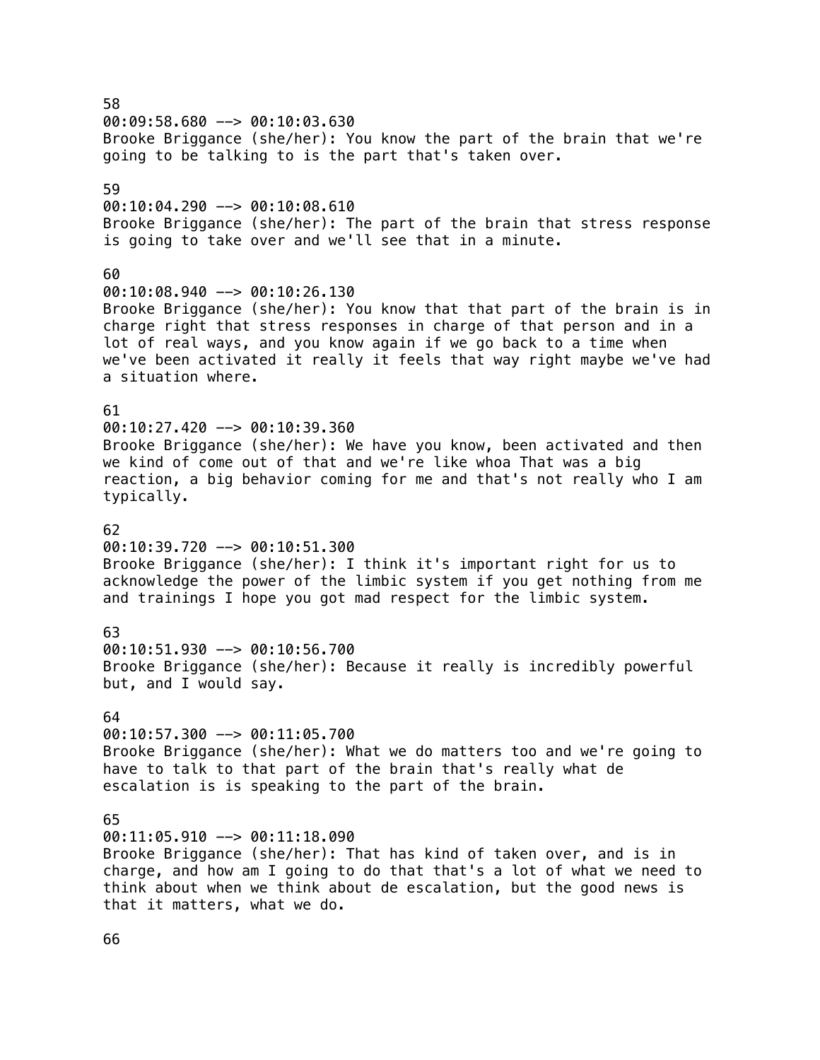58
00:09:58.680 --> 00:10:03.630
Brooke Briggance (she/her): You know the part of the brain that we're going to be talking to is the part that's taken over.

59
00:10:04.290 --> 00:10:08.610
Brooke Briggance (she/her): The part of the brain that stress response is going to take over and we'll see that in a minute.

60
00:10:08.940 --> 00:10:26.130
Brooke Briggance (she/her): You know that that part of the brain is in charge right that stress responses in charge of that person and in a lot of real ways, and you know again if we go back to a time when we've been activated it really it feels that way right maybe we've had a situation where.

61
00:10:27.420 --> 00:10:39.360
Brooke Briggance (she/her): We have you know, been activated and then we kind of come out of that and we're like whoa That was a big reaction, a big behavior coming for me and that's not really who I am typically.

62
00:10:39.720 --> 00:10:51.300
Brooke Briggance (she/her): I think it's important right for us to acknowledge the power of the limbic system if you get nothing from me and trainings I hope you got mad respect for the limbic system.

63
00:10:51.930 --> 00:10:56.700
Brooke Briggance (she/her): Because it really is incredibly powerful but, and I would say.

64
00:10:57.300 --> 00:11:05.700
Brooke Briggance (she/her): What we do matters too and we're going to have to talk to that part of the brain that's really what de escalation is is speaking to the part of the brain.

65
00:11:05.910 --> 00:11:18.090
Brooke Briggance (she/her): That has kind of taken over, and is in charge, and how am I going to do that that's a lot of what we need to think about when we think about de escalation, but the good news is that it matters, what we do.

66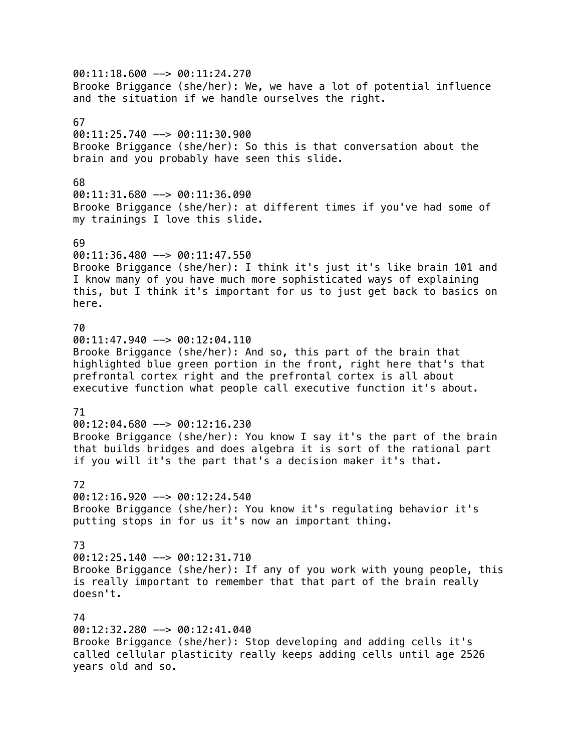00:11:18.600 --> 00:11:24.270
Brooke Briggance (she/her): We, we have a lot of potential influence and the situation if we handle ourselves the right.

67
00:11:25.740 --> 00:11:30.900
Brooke Briggance (she/her): So this is that conversation about the brain and you probably have seen this slide.

68
00:11:31.680 --> 00:11:36.090
Brooke Briggance (she/her): at different times if you've had some of my trainings I love this slide.

69
00:11:36.480 --> 00:11:47.550
Brooke Briggance (she/her): I think it's just it's like brain 101 and I know many of you have much more sophisticated ways of explaining this, but I think it's important for us to just get back to basics on here.

70
00:11:47.940 --> 00:12:04.110
Brooke Briggance (she/her): And so, this part of the brain that highlighted blue green portion in the front, right here that's that prefrontal cortex right and the prefrontal cortex is all about executive function what people call executive function it's about.

71
00:12:04.680 --> 00:12:16.230
Brooke Briggance (she/her): You know I say it's the part of the brain that builds bridges and does algebra it is sort of the rational part if you will it's the part that's a decision maker it's that.

72
00:12:16.920 --> 00:12:24.540
Brooke Briggance (she/her): You know it's regulating behavior it's putting stops in for us it's now an important thing.

73
00:12:25.140 --> 00:12:31.710
Brooke Briggance (she/her): If any of you work with young people, this is really important to remember that that part of the brain really doesn't.

74
00:12:32.280 --> 00:12:41.040
Brooke Briggance (she/her): Stop developing and adding cells it's called cellular plasticity really keeps adding cells until age 2526 years old and so.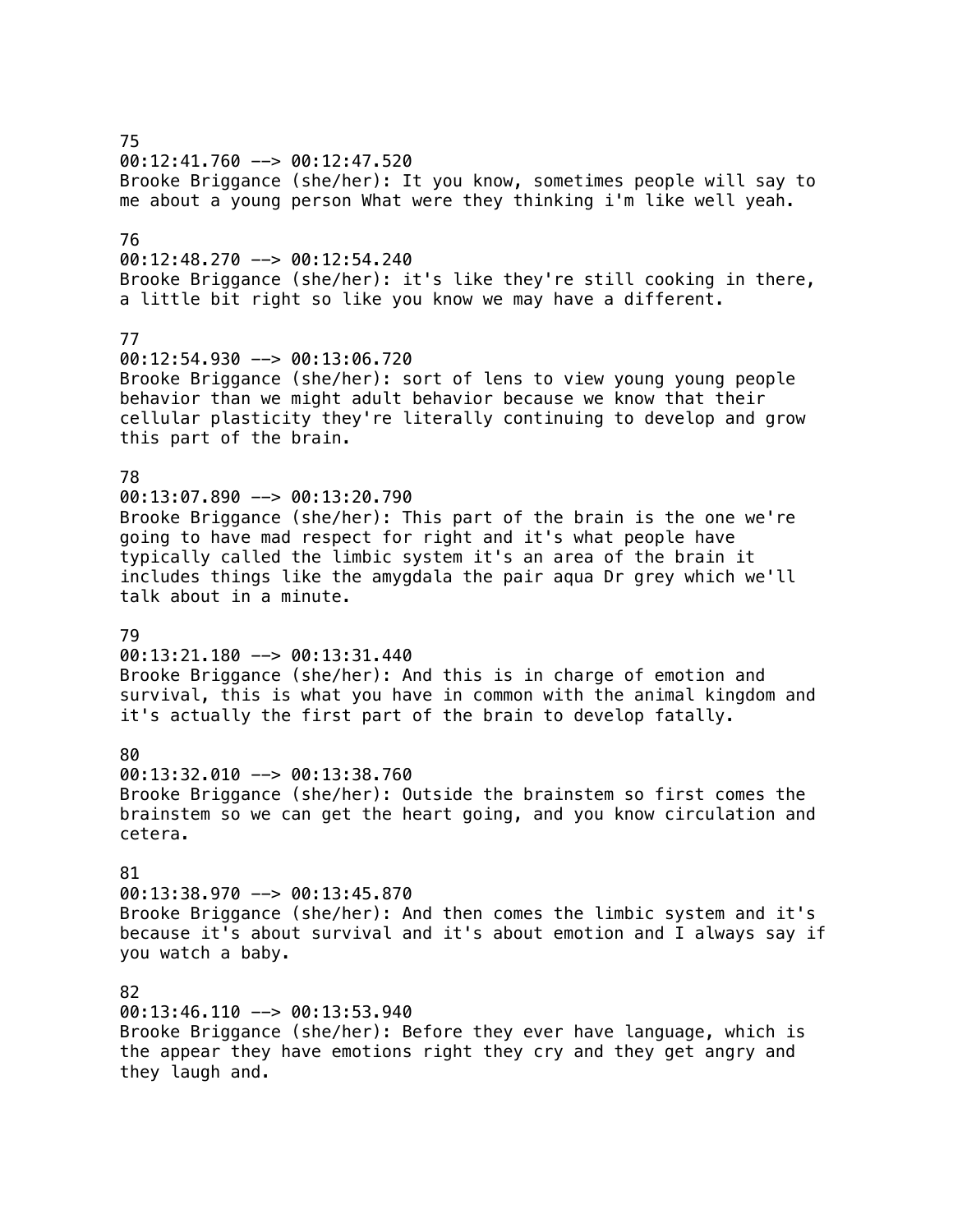75
00:12:41.760 --> 00:12:47.520
Brooke Briggance (she/her): It you know, sometimes people will say to me about a young person What were they thinking i'm like well yeah.

76
00:12:48.270 --> 00:12:54.240
Brooke Briggance (she/her): it's like they're still cooking in there, a little bit right so like you know we may have a different.

77
00:12:54.930 --> 00:13:06.720
Brooke Briggance (she/her): sort of lens to view young young people behavior than we might adult behavior because we know that their cellular plasticity they're literally continuing to develop and grow this part of the brain.

78
00:13:07.890 --> 00:13:20.790
Brooke Briggance (she/her): This part of the brain is the one we're going to have mad respect for right and it's what people have typically called the limbic system it's an area of the brain it includes things like the amygdala the pair aqua Dr grey which we'll talk about in a minute.

79
00:13:21.180 --> 00:13:31.440
Brooke Briggance (she/her): And this is in charge of emotion and survival, this is what you have in common with the animal kingdom and it's actually the first part of the brain to develop fatally.

80
00:13:32.010 --> 00:13:38.760
Brooke Briggance (she/her): Outside the brainstem so first comes the brainstem so we can get the heart going, and you know circulation and cetera.

81
00:13:38.970 --> 00:13:45.870
Brooke Briggance (she/her): And then comes the limbic system and it's because it's about survival and it's about emotion and I always say if you watch a baby.

82
00:13:46.110 --> 00:13:53.940
Brooke Briggance (she/her): Before they ever have language, which is the appear they have emotions right they cry and they get angry and they laugh and.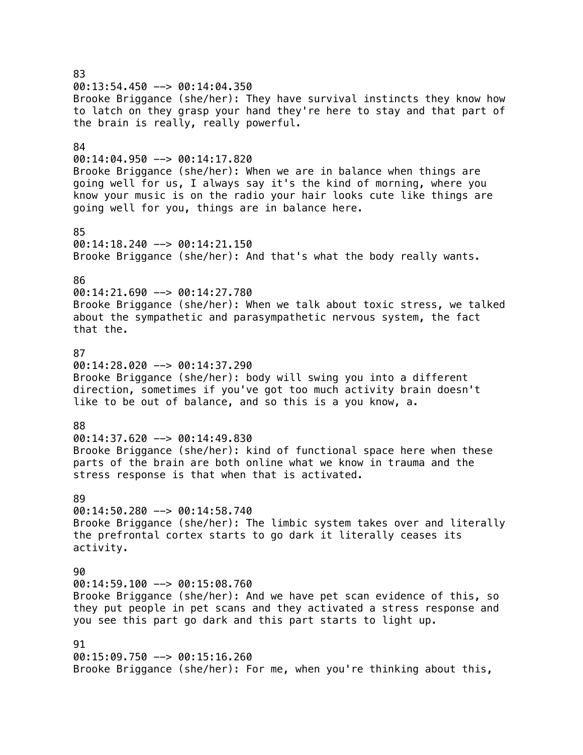83
00:13:54.450 --> 00:14:04.350
Brooke Briggance (she/her): They have survival instincts they know how to latch on they grasp your hand they're here to stay and that part of the brain is really, really powerful.

84
00:14:04.950 --> 00:14:17.820
Brooke Briggance (she/her): When we are in balance when things are going well for us, I always say it's the kind of morning, where you know your music is on the radio your hair looks cute like things are going well for you, things are in balance here.

85
00:14:18.240 --> 00:14:21.150
Brooke Briggance (she/her): And that's what the body really wants.

86
00:14:21.690 --> 00:14:27.780
Brooke Briggance (she/her): When we talk about toxic stress, we talked about the sympathetic and parasympathetic nervous system, the fact that the.

87
00:14:28.020 --> 00:14:37.290
Brooke Briggance (she/her): body will swing you into a different direction, sometimes if you've got too much activity brain doesn't like to be out of balance, and so this is a you know, a.

88
00:14:37.620 --> 00:14:49.830
Brooke Briggance (she/her): kind of functional space here when these parts of the brain are both online what we know in trauma and the stress response is that when that is activated.

89
00:14:50.280 --> 00:14:58.740
Brooke Briggance (she/her): The limbic system takes over and literally the prefrontal cortex starts to go dark it literally ceases its activity.

90
00:14:59.100 --> 00:15:08.760
Brooke Briggance (she/her): And we have pet scan evidence of this, so they put people in pet scans and they activated a stress response and you see this part go dark and this part starts to light up.

91
00:15:09.750 --> 00:15:16.260
Brooke Briggance (she/her): For me, when you're thinking about this,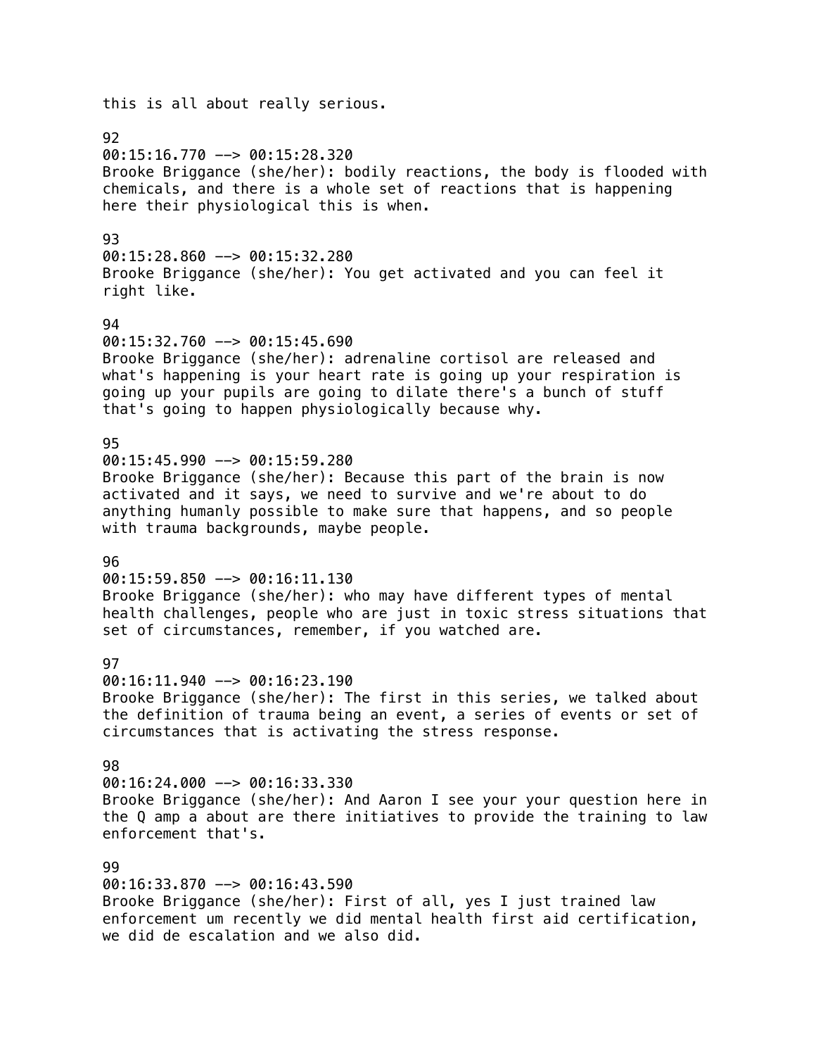this is all about really serious.

92
00:15:16.770 --> 00:15:28.320
Brooke Briggance (she/her): bodily reactions, the body is flooded with chemicals, and there is a whole set of reactions that is happening here their physiological this is when.

93
00:15:28.860 --> 00:15:32.280
Brooke Briggance (she/her): You get activated and you can feel it right like.

94
00:15:32.760 --> 00:15:45.690
Brooke Briggance (she/her): adrenaline cortisol are released and what's happening is your heart rate is going up your respiration is going up your pupils are going to dilate there's a bunch of stuff that's going to happen physiologically because why.

95
00:15:45.990 --> 00:15:59.280
Brooke Briggance (she/her): Because this part of the brain is now activated and it says, we need to survive and we're about to do anything humanly possible to make sure that happens, and so people with trauma backgrounds, maybe people.

96
00:15:59.850 --> 00:16:11.130
Brooke Briggance (she/her): who may have different types of mental health challenges, people who are just in toxic stress situations that set of circumstances, remember, if you watched are.

97
00:16:11.940 --> 00:16:23.190
Brooke Briggance (she/her): The first in this series, we talked about the definition of trauma being an event, a series of events or set of circumstances that is activating the stress response.

98
00:16:24.000 --> 00:16:33.330
Brooke Briggance (she/her): And Aaron I see your your question here in the Q amp a about are there initiatives to provide the training to law enforcement that's.

99
00:16:33.870 --> 00:16:43.590
Brooke Briggance (she/her): First of all, yes I just trained law enforcement um recently we did mental health first aid certification, we did de escalation and we also did.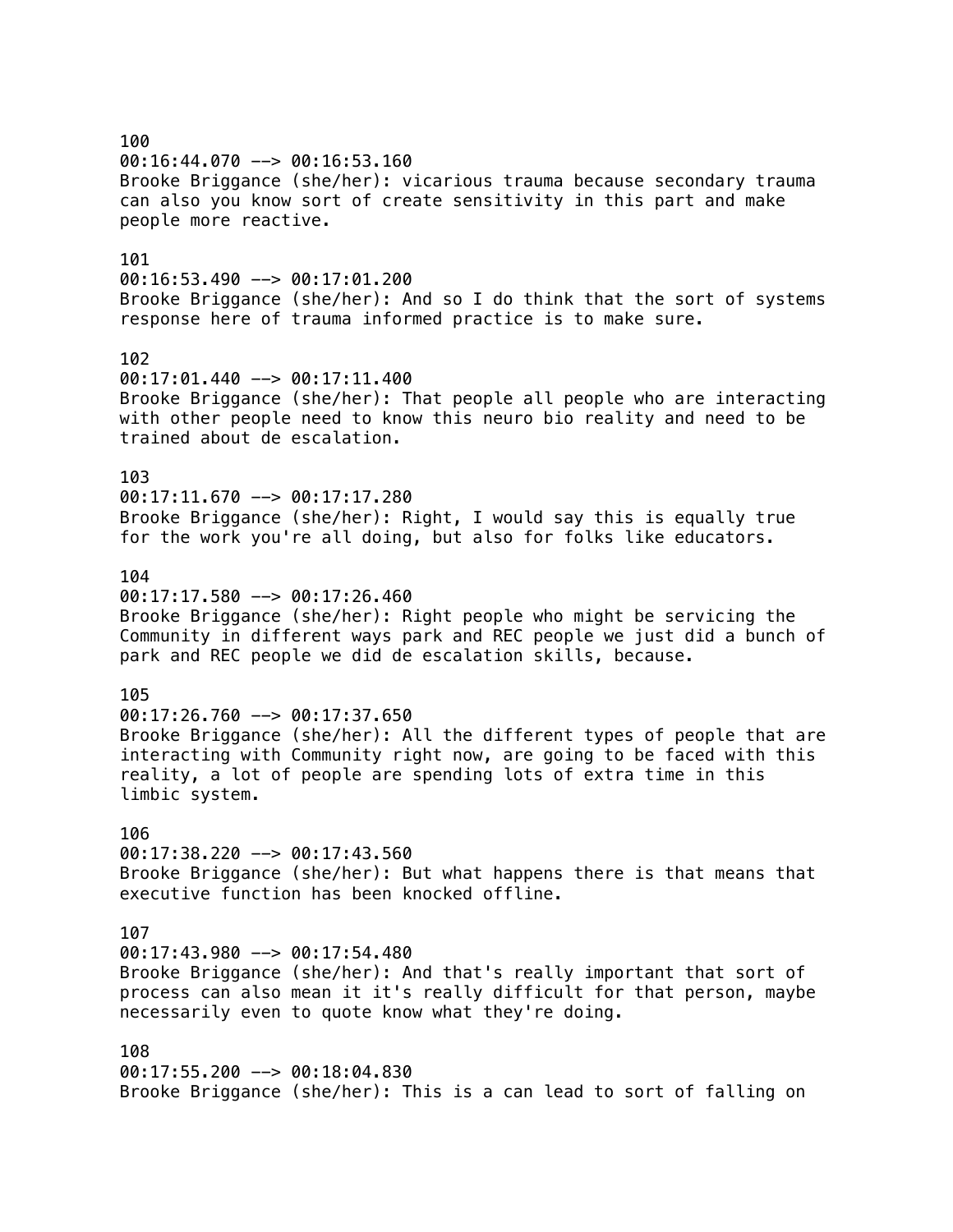100
00:16:44.070 --> 00:16:53.160
Brooke Briggance (she/her): vicarious trauma because secondary trauma can also you know sort of create sensitivity in this part and make people more reactive.

101
00:16:53.490 --> 00:17:01.200
Brooke Briggance (she/her): And so I do think that the sort of systems response here of trauma informed practice is to make sure.

102
00:17:01.440 --> 00:17:11.400
Brooke Briggance (she/her): That people all people who are interacting with other people need to know this neuro bio reality and need to be trained about de escalation.

103
00:17:11.670 --> 00:17:17.280
Brooke Briggance (she/her): Right, I would say this is equally true for the work you're all doing, but also for folks like educators.

104
00:17:17.580 --> 00:17:26.460
Brooke Briggance (she/her): Right people who might be servicing the Community in different ways park and REC people we just did a bunch of park and REC people we did de escalation skills, because.

105
00:17:26.760 --> 00:17:37.650
Brooke Briggance (she/her): All the different types of people that are interacting with Community right now, are going to be faced with this reality, a lot of people are spending lots of extra time in this limbic system.

106
00:17:38.220 --> 00:17:43.560
Brooke Briggance (she/her): But what happens there is that means that executive function has been knocked offline.

107
00:17:43.980 --> 00:17:54.480
Brooke Briggance (she/her): And that's really important that sort of process can also mean it it's really difficult for that person, maybe necessarily even to quote know what they're doing.

108
00:17:55.200 --> 00:18:04.830
Brooke Briggance (she/her): This is a can lead to sort of falling on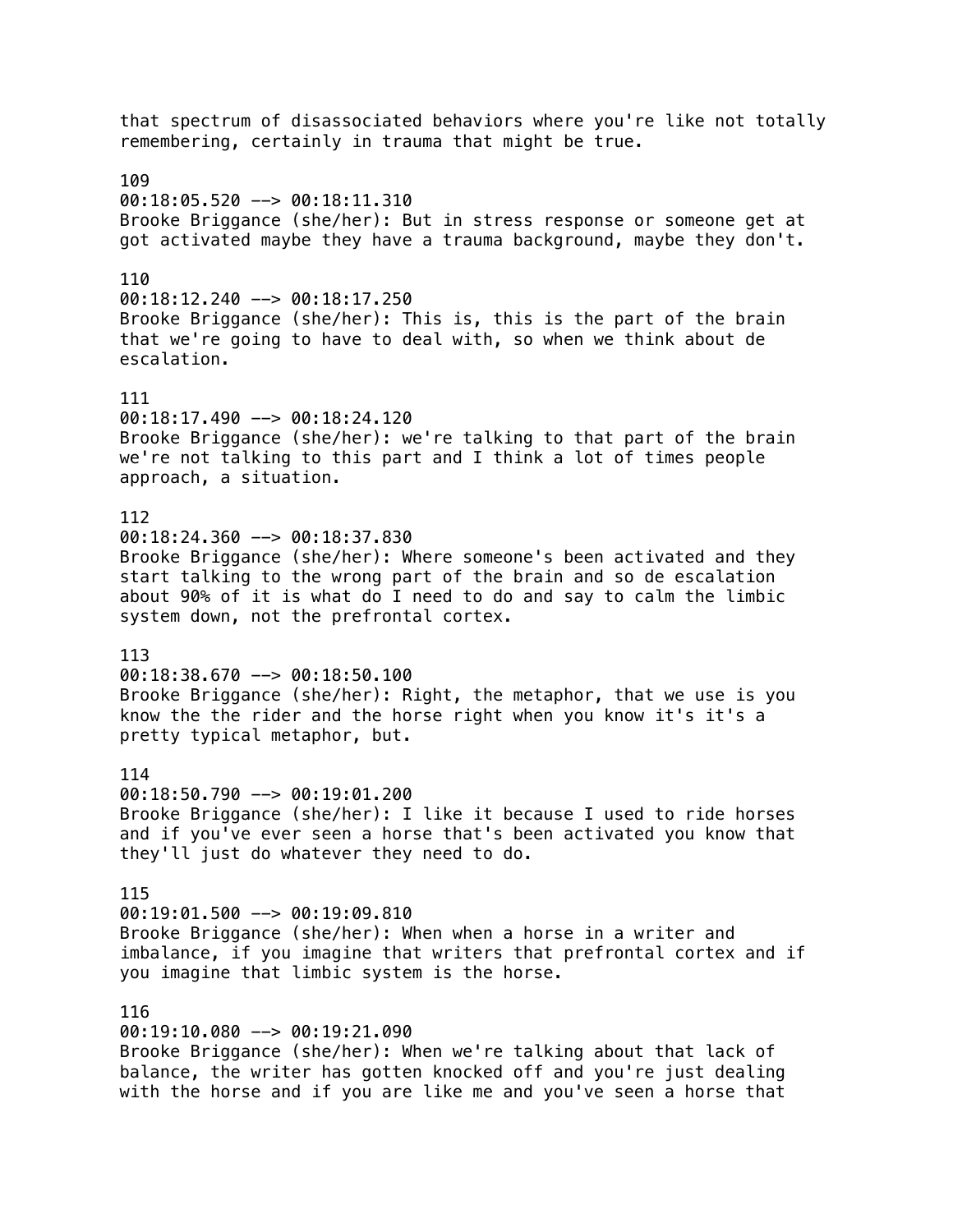that spectrum of disassociated behaviors where you're like not totally remembering, certainly in trauma that might be true.

109
00:18:05.520 --> 00:18:11.310
Brooke Briggance (she/her): But in stress response or someone get at got activated maybe they have a trauma background, maybe they don't.

110
00:18:12.240 --> 00:18:17.250
Brooke Briggance (she/her): This is, this is the part of the brain that we're going to have to deal with, so when we think about de escalation.

111
00:18:17.490 --> 00:18:24.120
Brooke Briggance (she/her): we're talking to that part of the brain we're not talking to this part and I think a lot of times people approach, a situation.

112
00:18:24.360 --> 00:18:37.830
Brooke Briggance (she/her): Where someone's been activated and they start talking to the wrong part of the brain and so de escalation about 90% of it is what do I need to do and say to calm the limbic system down, not the prefrontal cortex.

113
00:18:38.670 --> 00:18:50.100
Brooke Briggance (she/her): Right, the metaphor, that we use is you know the the rider and the horse right when you know it's it's a pretty typical metaphor, but.

114
00:18:50.790 --> 00:19:01.200
Brooke Briggance (she/her): I like it because I used to ride horses and if you've ever seen a horse that's been activated you know that they'll just do whatever they need to do.

115
00:19:01.500 --> 00:19:09.810
Brooke Briggance (she/her): When when a horse in a writer and imbalance, if you imagine that writers that prefrontal cortex and if you imagine that limbic system is the horse.

116
00:19:10.080 --> 00:19:21.090
Brooke Briggance (she/her): When we're talking about that lack of balance, the writer has gotten knocked off and you're just dealing with the horse and if you are like me and you've seen a horse that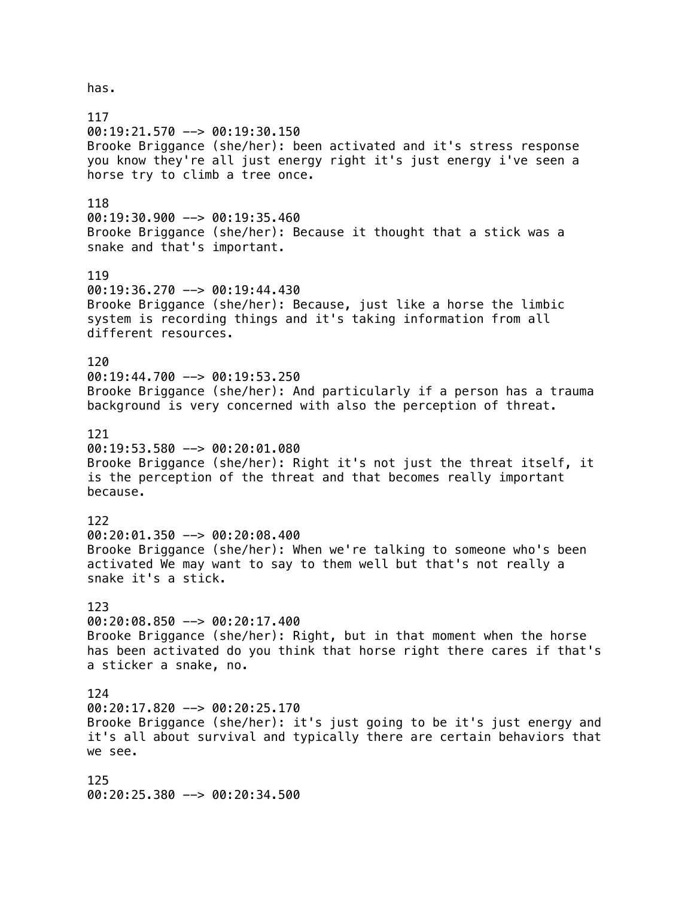has.

117
00:19:21.570 --> 00:19:30.150
Brooke Briggance (she/her): been activated and it's stress response you know they're all just energy right it's just energy i've seen a horse try to climb a tree once.

118
00:19:30.900 --> 00:19:35.460
Brooke Briggance (she/her): Because it thought that a stick was a snake and that's important.

119
00:19:36.270 --> 00:19:44.430
Brooke Briggance (she/her): Because, just like a horse the limbic system is recording things and it's taking information from all different resources.

120
00:19:44.700 --> 00:19:53.250
Brooke Briggance (she/her): And particularly if a person has a trauma background is very concerned with also the perception of threat.

121
00:19:53.580 --> 00:20:01.080
Brooke Briggance (she/her): Right it's not just the threat itself, it is the perception of the threat and that becomes really important because.

122
00:20:01.350 --> 00:20:08.400
Brooke Briggance (she/her): When we're talking to someone who's been activated We may want to say to them well but that's not really a snake it's a stick.

123
00:20:08.850 --> 00:20:17.400
Brooke Briggance (she/her): Right, but in that moment when the horse has been activated do you think that horse right there cares if that's a sticker a snake, no.

124
00:20:17.820 --> 00:20:25.170
Brooke Briggance (she/her): it's just going to be it's just energy and it's all about survival and typically there are certain behaviors that we see.

125
00:20:25.380 --> 00:20:34.500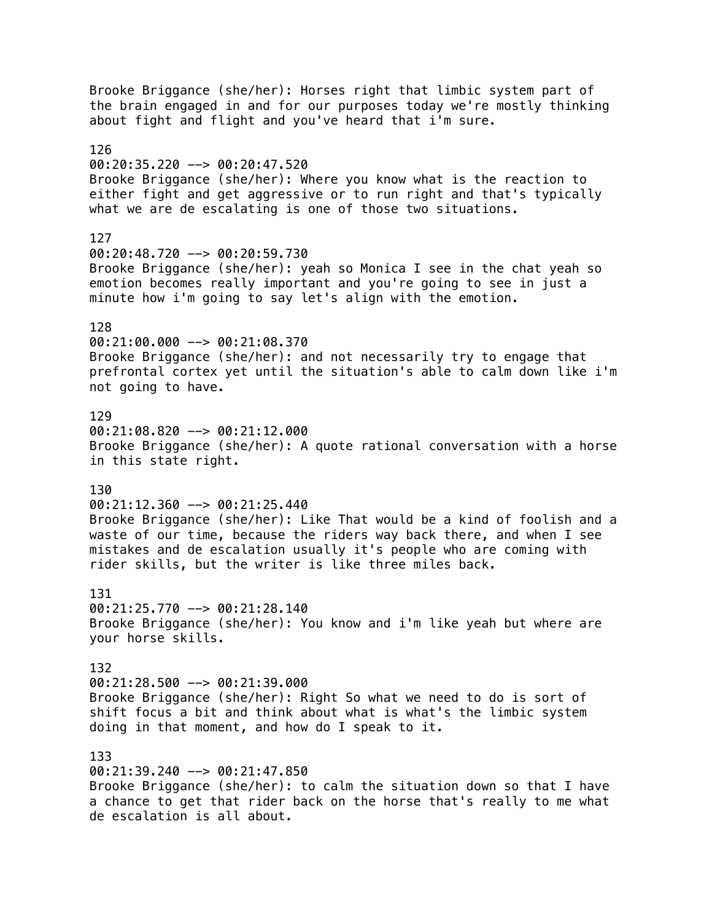Brooke Briggance (she/her): Horses right that limbic system part of the brain engaged in and for our purposes today we're mostly thinking about fight and flight and you've heard that i'm sure.

126
00:20:35.220 --> 00:20:47.520
Brooke Briggance (she/her): Where you know what is the reaction to either fight and get aggressive or to run right and that's typically what we are de escalating is one of those two situations.

127
00:20:48.720 --> 00:20:59.730
Brooke Briggance (she/her): yeah so Monica I see in the chat yeah so emotion becomes really important and you're going to see in just a minute how i'm going to say let's align with the emotion.

128
00:21:00.000 --> 00:21:08.370
Brooke Briggance (she/her): and not necessarily try to engage that prefrontal cortex yet until the situation's able to calm down like i'm not going to have.

129
00:21:08.820 --> 00:21:12.000
Brooke Briggance (she/her): A quote rational conversation with a horse in this state right.

130
00:21:12.360 --> 00:21:25.440
Brooke Briggance (she/her): Like That would be a kind of foolish and a waste of our time, because the riders way back there, and when I see mistakes and de escalation usually it's people who are coming with rider skills, but the writer is like three miles back.

131
00:21:25.770 --> 00:21:28.140
Brooke Briggance (she/her): You know and i'm like yeah but where are your horse skills.

132
00:21:28.500 --> 00:21:39.000
Brooke Briggance (she/her): Right So what we need to do is sort of shift focus a bit and think about what is what's the limbic system doing in that moment, and how do I speak to it.

133
00:21:39.240 --> 00:21:47.850
Brooke Briggance (she/her): to calm the situation down so that I have a chance to get that rider back on the horse that's really to me what de escalation is all about.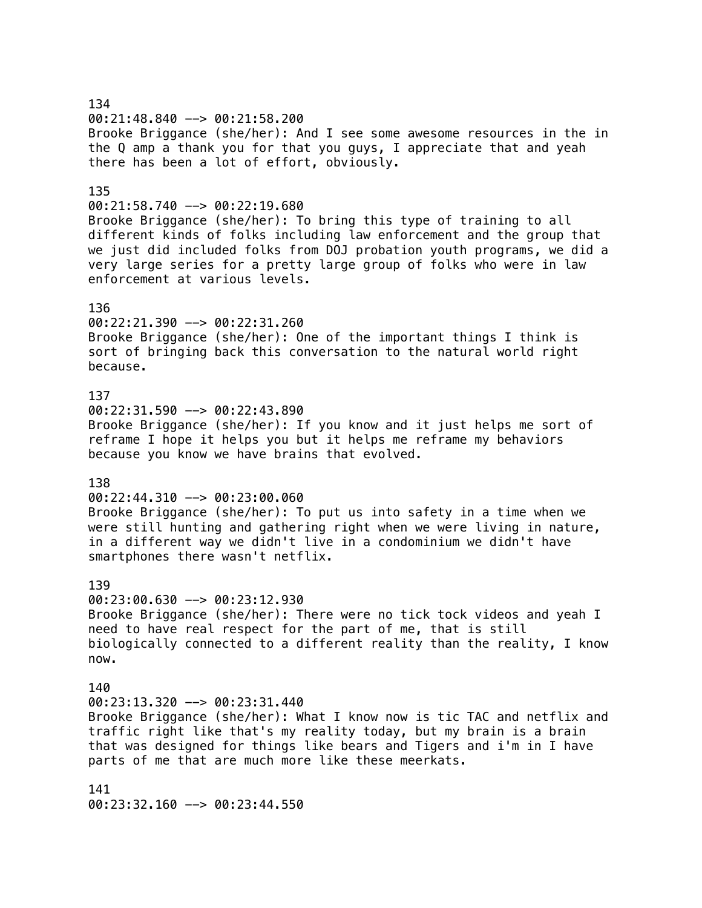134
00:21:48.840 --> 00:21:58.200
Brooke Briggance (she/her): And I see some awesome resources in the in the Q amp a thank you for that you guys, I appreciate that and yeah there has been a lot of effort, obviously.

135
00:21:58.740 --> 00:22:19.680
Brooke Briggance (she/her): To bring this type of training to all different kinds of folks including law enforcement and the group that we just did included folks from DOJ probation youth programs, we did a very large series for a pretty large group of folks who were in law enforcement at various levels.

136
00:22:21.390 --> 00:22:31.260
Brooke Briggance (she/her): One of the important things I think is sort of bringing back this conversation to the natural world right because.

137
00:22:31.590 --> 00:22:43.890
Brooke Briggance (she/her): If you know and it just helps me sort of reframe I hope it helps you but it helps me reframe my behaviors because you know we have brains that evolved.

138
00:22:44.310 --> 00:23:00.060
Brooke Briggance (she/her): To put us into safety in a time when we were still hunting and gathering right when we were living in nature, in a different way we didn't live in a condominium we didn't have smartphones there wasn't netflix.

139
00:23:00.630 --> 00:23:12.930
Brooke Briggance (she/her): There were no tick tock videos and yeah I need to have real respect for the part of me, that is still biologically connected to a different reality than the reality, I know now.

140
00:23:13.320 --> 00:23:31.440
Brooke Briggance (she/her): What I know now is tic TAC and netflix and traffic right like that's my reality today, but my brain is a brain that was designed for things like bears and Tigers and i'm in I have parts of me that are much more like these meerkats.

141
00:23:32.160 --> 00:23:44.550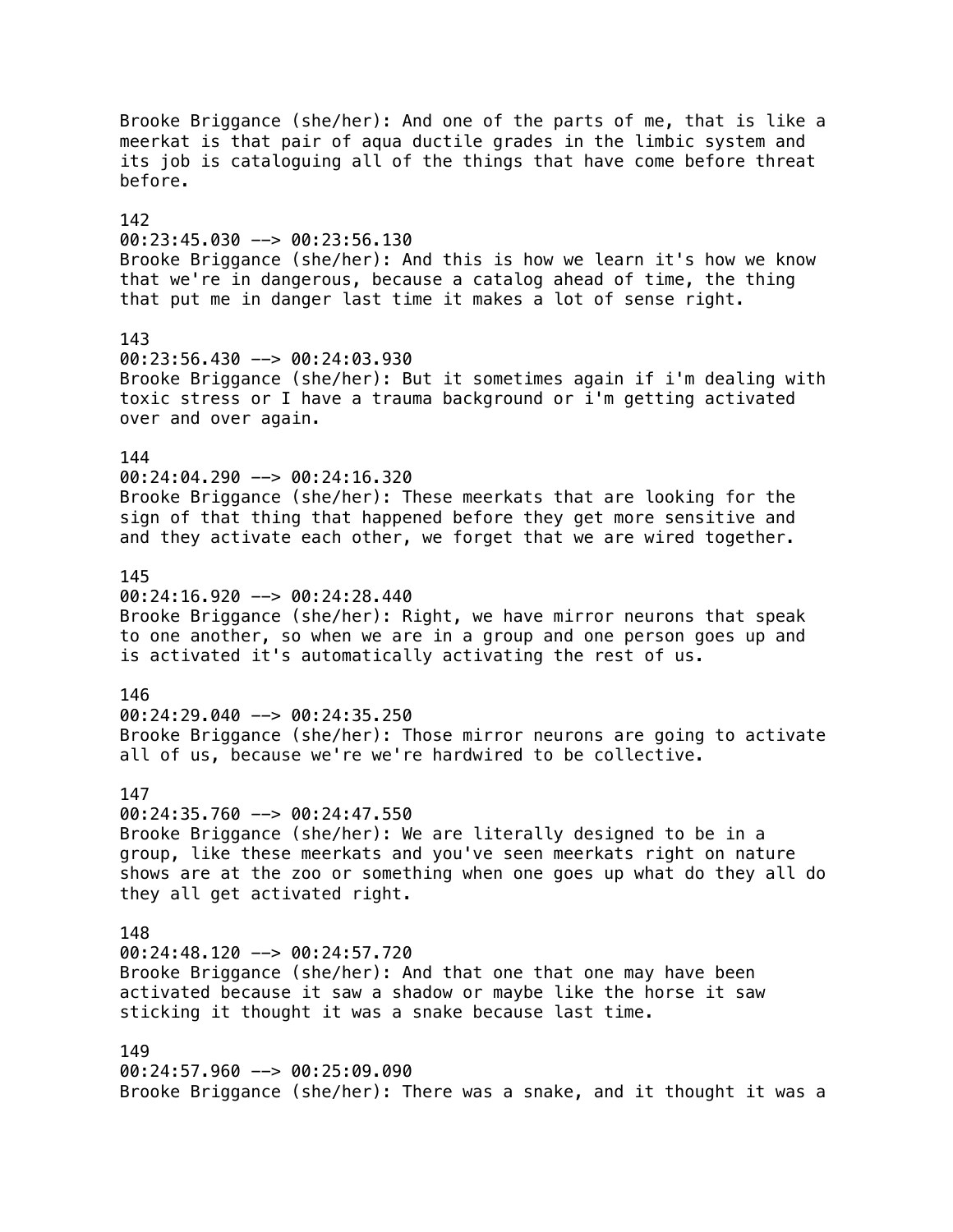Brooke Briggance (she/her): And one of the parts of me, that is like a meerkat is that pair of aqua ductile grades in the limbic system and its job is cataloguing all of the things that have come before threat before.

142
00:23:45.030 --> 00:23:56.130
Brooke Briggance (she/her): And this is how we learn it's how we know that we're in dangerous, because a catalog ahead of time, the thing that put me in danger last time it makes a lot of sense right.

143
00:23:56.430 --> 00:24:03.930
Brooke Briggance (she/her): But it sometimes again if i'm dealing with toxic stress or I have a trauma background or i'm getting activated over and over again.

144
00:24:04.290 --> 00:24:16.320
Brooke Briggance (she/her): These meerkats that are looking for the sign of that thing that happened before they get more sensitive and and they activate each other, we forget that we are wired together.

145
00:24:16.920 --> 00:24:28.440
Brooke Briggance (she/her): Right, we have mirror neurons that speak to one another, so when we are in a group and one person goes up and is activated it's automatically activating the rest of us.

146
00:24:29.040 --> 00:24:35.250
Brooke Briggance (she/her): Those mirror neurons are going to activate all of us, because we're we're hardwired to be collective.

147
00:24:35.760 --> 00:24:47.550
Brooke Briggance (she/her): We are literally designed to be in a group, like these meerkats and you've seen meerkats right on nature shows are at the zoo or something when one goes up what do they all do they all get activated right.

148
00:24:48.120 --> 00:24:57.720
Brooke Briggance (she/her): And that one that one may have been activated because it saw a shadow or maybe like the horse it saw sticking it thought it was a snake because last time.

149
00:24:57.960 --> 00:25:09.090
Brooke Briggance (she/her): There was a snake, and it thought it was a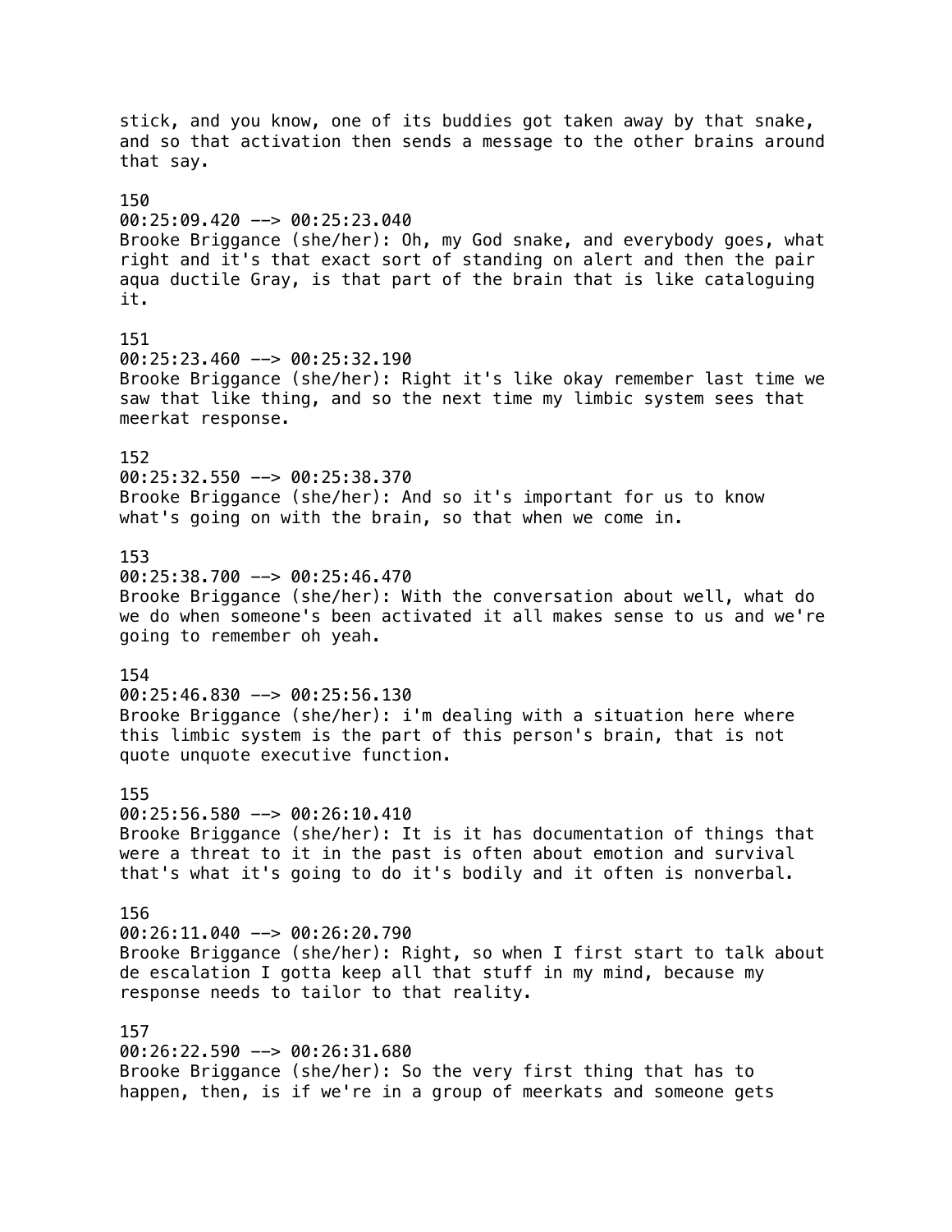stick, and you know, one of its buddies got taken away by that snake, and so that activation then sends a message to the other brains around that say.

150
00:25:09.420 --> 00:25:23.040
Brooke Briggance (she/her): Oh, my God snake, and everybody goes, what right and it's that exact sort of standing on alert and then the pair aqua ductile Gray, is that part of the brain that is like cataloguing it.

151
00:25:23.460 --> 00:25:32.190
Brooke Briggance (she/her): Right it's like okay remember last time we saw that like thing, and so the next time my limbic system sees that meerkat response.

152
00:25:32.550 --> 00:25:38.370
Brooke Briggance (she/her): And so it's important for us to know what's going on with the brain, so that when we come in.

153
00:25:38.700 --> 00:25:46.470
Brooke Briggance (she/her): With the conversation about well, what do we do when someone's been activated it all makes sense to us and we're going to remember oh yeah.

154
00:25:46.830 --> 00:25:56.130
Brooke Briggance (she/her): i'm dealing with a situation here where this limbic system is the part of this person's brain, that is not quote unquote executive function.

155
00:25:56.580 --> 00:26:10.410
Brooke Briggance (she/her): It is it has documentation of things that were a threat to it in the past is often about emotion and survival that's what it's going to do it's bodily and it often is nonverbal.

156
00:26:11.040 --> 00:26:20.790
Brooke Briggance (she/her): Right, so when I first start to talk about de escalation I gotta keep all that stuff in my mind, because my response needs to tailor to that reality.

157
00:26:22.590 --> 00:26:31.680
Brooke Briggance (she/her): So the very first thing that has to happen, then, is if we're in a group of meerkats and someone gets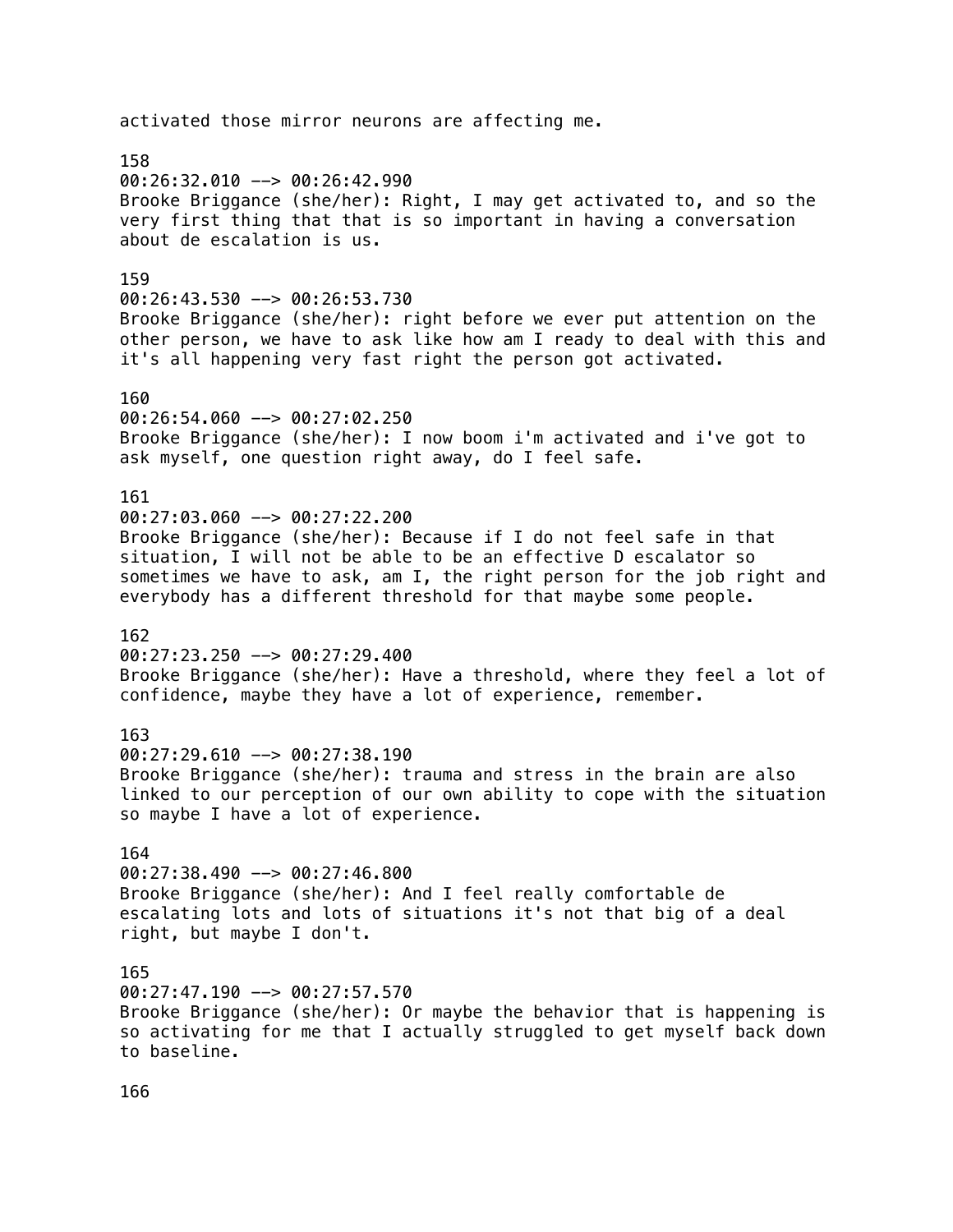activated those mirror neurons are affecting me.

158
00:26:32.010 --> 00:26:42.990
Brooke Briggance (she/her): Right, I may get activated to, and so the very first thing that that is so important in having a conversation about de escalation is us.

159
00:26:43.530 --> 00:26:53.730
Brooke Briggance (she/her): right before we ever put attention on the other person, we have to ask like how am I ready to deal with this and it's all happening very fast right the person got activated.

160
00:26:54.060 --> 00:27:02.250
Brooke Briggance (she/her): I now boom i'm activated and i've got to ask myself, one question right away, do I feel safe.

161
00:27:03.060 --> 00:27:22.200
Brooke Briggance (she/her): Because if I do not feel safe in that situation, I will not be able to be an effective D escalator so sometimes we have to ask, am I, the right person for the job right and everybody has a different threshold for that maybe some people.

162
00:27:23.250 --> 00:27:29.400
Brooke Briggance (she/her): Have a threshold, where they feel a lot of confidence, maybe they have a lot of experience, remember.

163
00:27:29.610 --> 00:27:38.190
Brooke Briggance (she/her): trauma and stress in the brain are also linked to our perception of our own ability to cope with the situation so maybe I have a lot of experience.

164
00:27:38.490 --> 00:27:46.800
Brooke Briggance (she/her): And I feel really comfortable de escalating lots and lots of situations it's not that big of a deal right, but maybe I don't.

165
00:27:47.190 --> 00:27:57.570
Brooke Briggance (she/her): Or maybe the behavior that is happening is so activating for me that I actually struggled to get myself back down to baseline.

166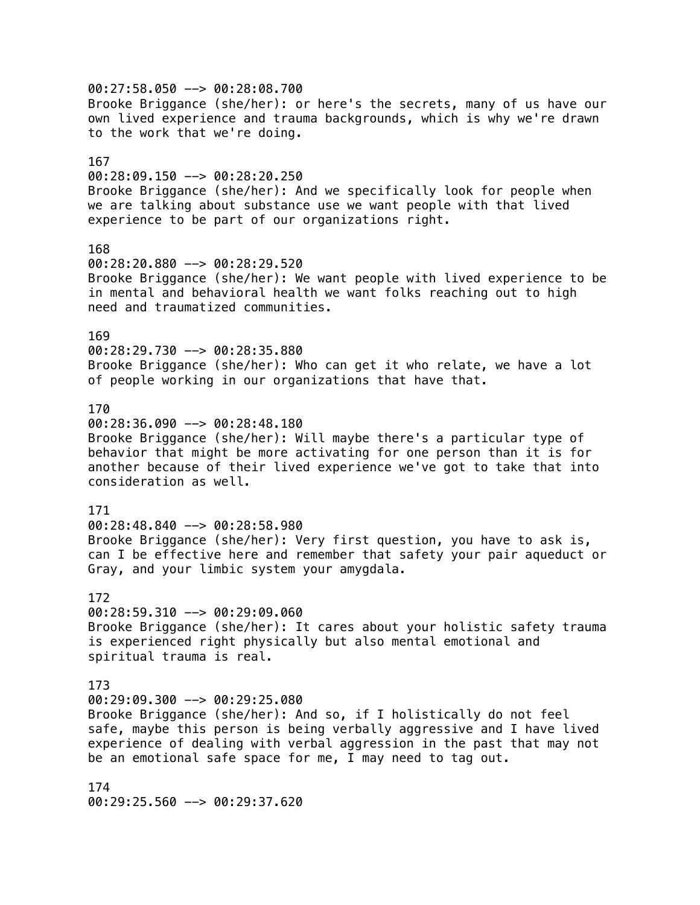00:27:58.050 --> 00:28:08.700
Brooke Briggance (she/her): or here's the secrets, many of us have our own lived experience and trauma backgrounds, which is why we're drawn to the work that we're doing.

167
00:28:09.150 --> 00:28:20.250
Brooke Briggance (she/her): And we specifically look for people when we are talking about substance use we want people with that lived experience to be part of our organizations right.

168
00:28:20.880 --> 00:28:29.520
Brooke Briggance (she/her): We want people with lived experience to be in mental and behavioral health we want folks reaching out to high need and traumatized communities.

169
00:28:29.730 --> 00:28:35.880
Brooke Briggance (she/her): Who can get it who relate, we have a lot of people working in our organizations that have that.

170
00:28:36.090 --> 00:28:48.180
Brooke Briggance (she/her): Will maybe there's a particular type of behavior that might be more activating for one person than it is for another because of their lived experience we've got to take that into consideration as well.

171
00:28:48.840 --> 00:28:58.980
Brooke Briggance (she/her): Very first question, you have to ask is, can I be effective here and remember that safety your pair aqueduct or Gray, and your limbic system your amygdala.

172
00:28:59.310 --> 00:29:09.060
Brooke Briggance (she/her): It cares about your holistic safety trauma is experienced right physically but also mental emotional and spiritual trauma is real.

173
00:29:09.300 --> 00:29:25.080
Brooke Briggance (she/her): And so, if I holistically do not feel safe, maybe this person is being verbally aggressive and I have lived experience of dealing with verbal aggression in the past that may not be an emotional safe space for me, I may need to tag out.

174
00:29:25.560 --> 00:29:37.620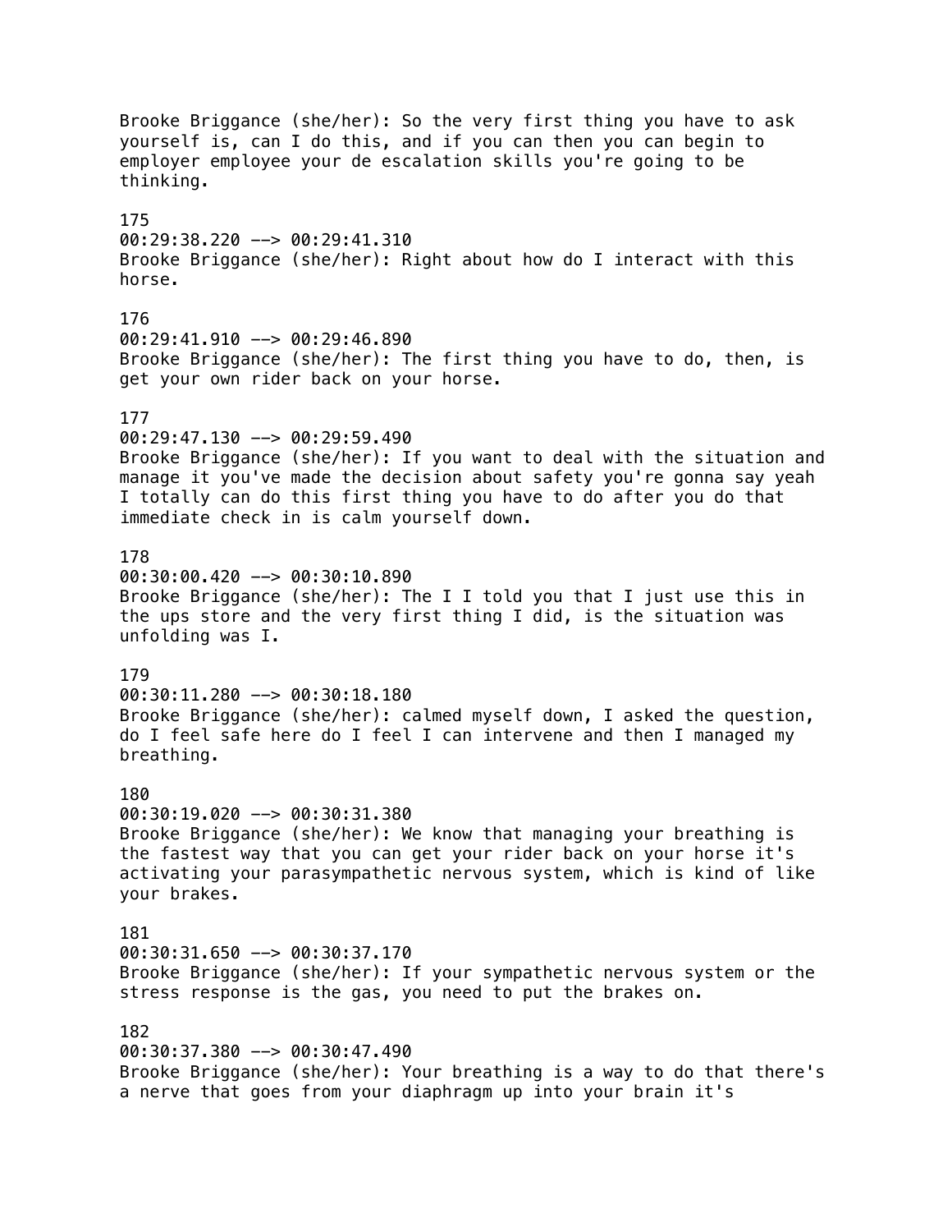Brooke Briggance (she/her): So the very first thing you have to ask yourself is, can I do this, and if you can then you can begin to employer employee your de escalation skills you're going to be thinking.

175
00:29:38.220 --> 00:29:41.310
Brooke Briggance (she/her): Right about how do I interact with this horse.

176
00:29:41.910 --> 00:29:46.890
Brooke Briggance (she/her): The first thing you have to do, then, is get your own rider back on your horse.

177
00:29:47.130 --> 00:29:59.490
Brooke Briggance (she/her): If you want to deal with the situation and manage it you've made the decision about safety you're gonna say yeah I totally can do this first thing you have to do after you do that immediate check in is calm yourself down.

178
00:30:00.420 --> 00:30:10.890
Brooke Briggance (she/her): The I I told you that I just use this in the ups store and the very first thing I did, is the situation was unfolding was I.

179
00:30:11.280 --> 00:30:18.180
Brooke Briggance (she/her): calmed myself down, I asked the question, do I feel safe here do I feel I can intervene and then I managed my breathing.

180
00:30:19.020 --> 00:30:31.380
Brooke Briggance (she/her): We know that managing your breathing is the fastest way that you can get your rider back on your horse it's activating your parasympathetic nervous system, which is kind of like your brakes.

181
00:30:31.650 --> 00:30:37.170
Brooke Briggance (she/her): If your sympathetic nervous system or the stress response is the gas, you need to put the brakes on.

182
00:30:37.380 --> 00:30:47.490
Brooke Briggance (she/her): Your breathing is a way to do that there's a nerve that goes from your diaphragm up into your brain it's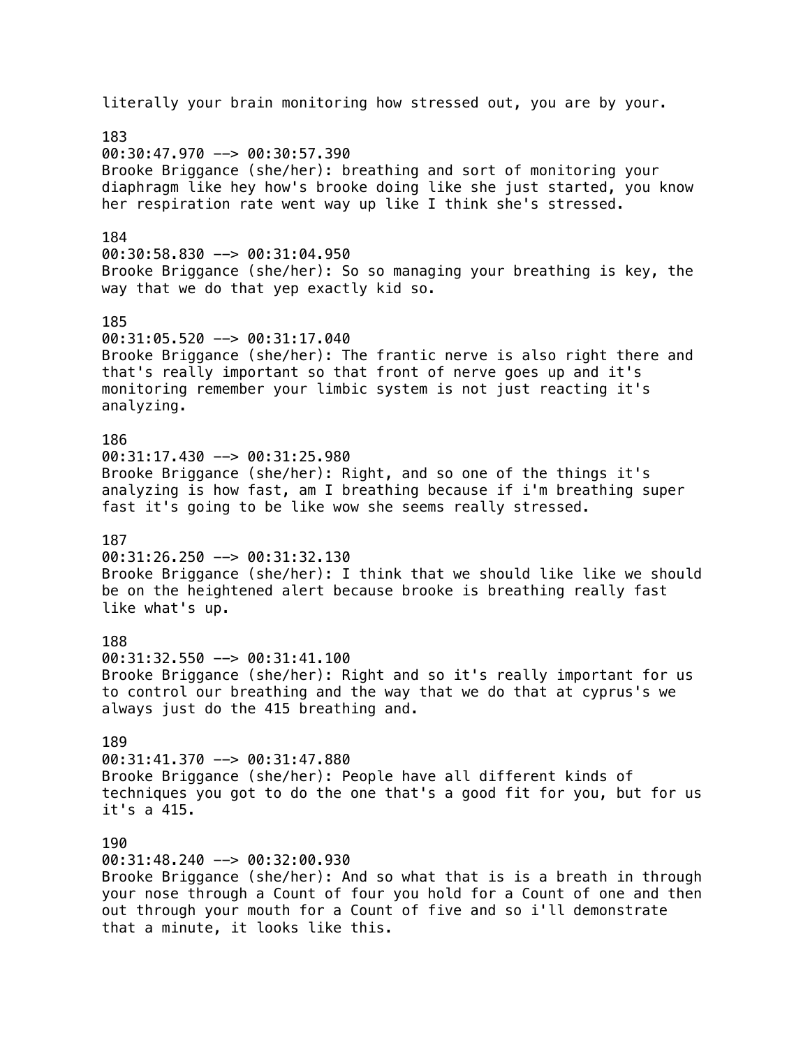literally your brain monitoring how stressed out, you are by your.

183
00:30:47.970 --> 00:30:57.390
Brooke Briggance (she/her): breathing and sort of monitoring your diaphragm like hey how's brooke doing like she just started, you know her respiration rate went way up like I think she's stressed.

184
00:30:58.830 --> 00:31:04.950
Brooke Briggance (she/her): So so managing your breathing is key, the way that we do that yep exactly kid so.

185
00:31:05.520 --> 00:31:17.040
Brooke Briggance (she/her): The frantic nerve is also right there and that's really important so that front of nerve goes up and it's monitoring remember your limbic system is not just reacting it's analyzing.

186
00:31:17.430 --> 00:31:25.980
Brooke Briggance (she/her): Right, and so one of the things it's analyzing is how fast, am I breathing because if i'm breathing super fast it's going to be like wow she seems really stressed.

187
00:31:26.250 --> 00:31:32.130
Brooke Briggance (she/her): I think that we should like like we should be on the heightened alert because brooke is breathing really fast like what's up.

188
00:31:32.550 --> 00:31:41.100
Brooke Briggance (she/her): Right and so it's really important for us to control our breathing and the way that we do that at cyprus's we always just do the 415 breathing and.

189
00:31:41.370 --> 00:31:47.880
Brooke Briggance (she/her): People have all different kinds of techniques you got to do the one that's a good fit for you, but for us it's a 415.

190
00:31:48.240 --> 00:32:00.930
Brooke Briggance (she/her): And so what that is is a breath in through your nose through a Count of four you hold for a Count of one and then out through your mouth for a Count of five and so i'll demonstrate that a minute, it looks like this.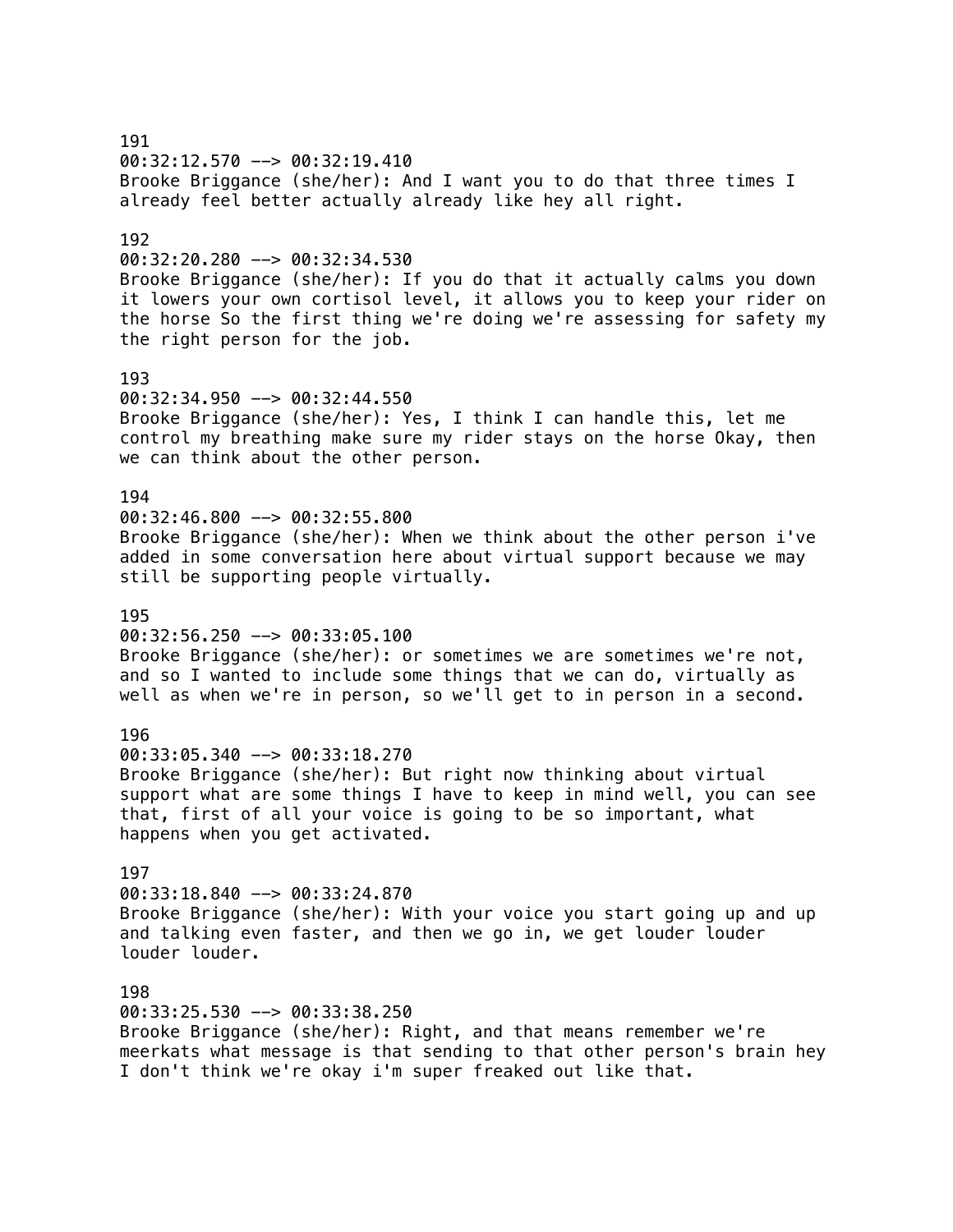191
00:32:12.570 --> 00:32:19.410
Brooke Briggance (she/her): And I want you to do that three times I already feel better actually already like hey all right.

192
00:32:20.280 --> 00:32:34.530
Brooke Briggance (she/her): If you do that it actually calms you down it lowers your own cortisol level, it allows you to keep your rider on the horse So the first thing we're doing we're assessing for safety my the right person for the job.

193
00:32:34.950 --> 00:32:44.550
Brooke Briggance (she/her): Yes, I think I can handle this, let me control my breathing make sure my rider stays on the horse Okay, then we can think about the other person.

194
00:32:46.800 --> 00:32:55.800
Brooke Briggance (she/her): When we think about the other person i've added in some conversation here about virtual support because we may still be supporting people virtually.

195
00:32:56.250 --> 00:33:05.100
Brooke Briggance (she/her): or sometimes we are sometimes we're not, and so I wanted to include some things that we can do, virtually as well as when we're in person, so we'll get to in person in a second.

196
00:33:05.340 --> 00:33:18.270
Brooke Briggance (she/her): But right now thinking about virtual support what are some things I have to keep in mind well, you can see that, first of all your voice is going to be so important, what happens when you get activated.

197
00:33:18.840 --> 00:33:24.870
Brooke Briggance (she/her): With your voice you start going up and up and talking even faster, and then we go in, we get louder louder louder louder.

198
00:33:25.530 --> 00:33:38.250
Brooke Briggance (she/her): Right, and that means remember we're meerkats what message is that sending to that other person's brain hey I don't think we're okay i'm super freaked out like that.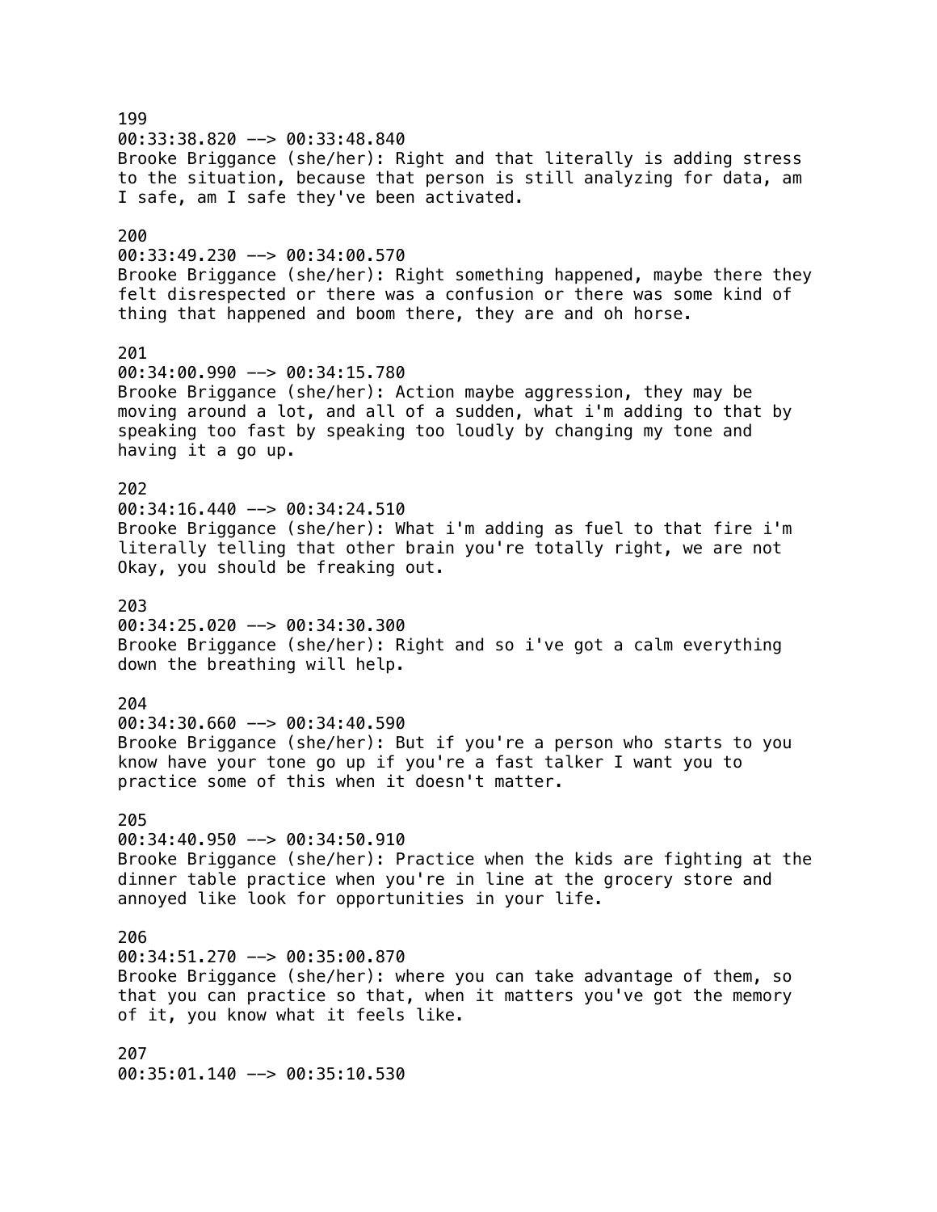199
00:33:38.820 --> 00:33:48.840
Brooke Briggance (she/her): Right and that literally is adding stress to the situation, because that person is still analyzing for data, am I safe, am I safe they've been activated.

200
00:33:49.230 --> 00:34:00.570
Brooke Briggance (she/her): Right something happened, maybe there they felt disrespected or there was a confusion or there was some kind of thing that happened and boom there, they are and oh horse.

201
00:34:00.990 --> 00:34:15.780
Brooke Briggance (she/her): Action maybe aggression, they may be moving around a lot, and all of a sudden, what i'm adding to that by speaking too fast by speaking too loudly by changing my tone and having it a go up.

202
00:34:16.440 --> 00:34:24.510
Brooke Briggance (she/her): What i'm adding as fuel to that fire i'm literally telling that other brain you're totally right, we are not Okay, you should be freaking out.

203
00:34:25.020 --> 00:34:30.300
Brooke Briggance (she/her): Right and so i've got a calm everything down the breathing will help.

204
00:34:30.660 --> 00:34:40.590
Brooke Briggance (she/her): But if you're a person who starts to you know have your tone go up if you're a fast talker I want you to practice some of this when it doesn't matter.

205
00:34:40.950 --> 00:34:50.910
Brooke Briggance (she/her): Practice when the kids are fighting at the dinner table practice when you're in line at the grocery store and annoyed like look for opportunities in your life.

206
00:34:51.270 --> 00:35:00.870
Brooke Briggance (she/her): where you can take advantage of them, so that you can practice so that, when it matters you've got the memory of it, you know what it feels like.

207
00:35:01.140 --> 00:35:10.530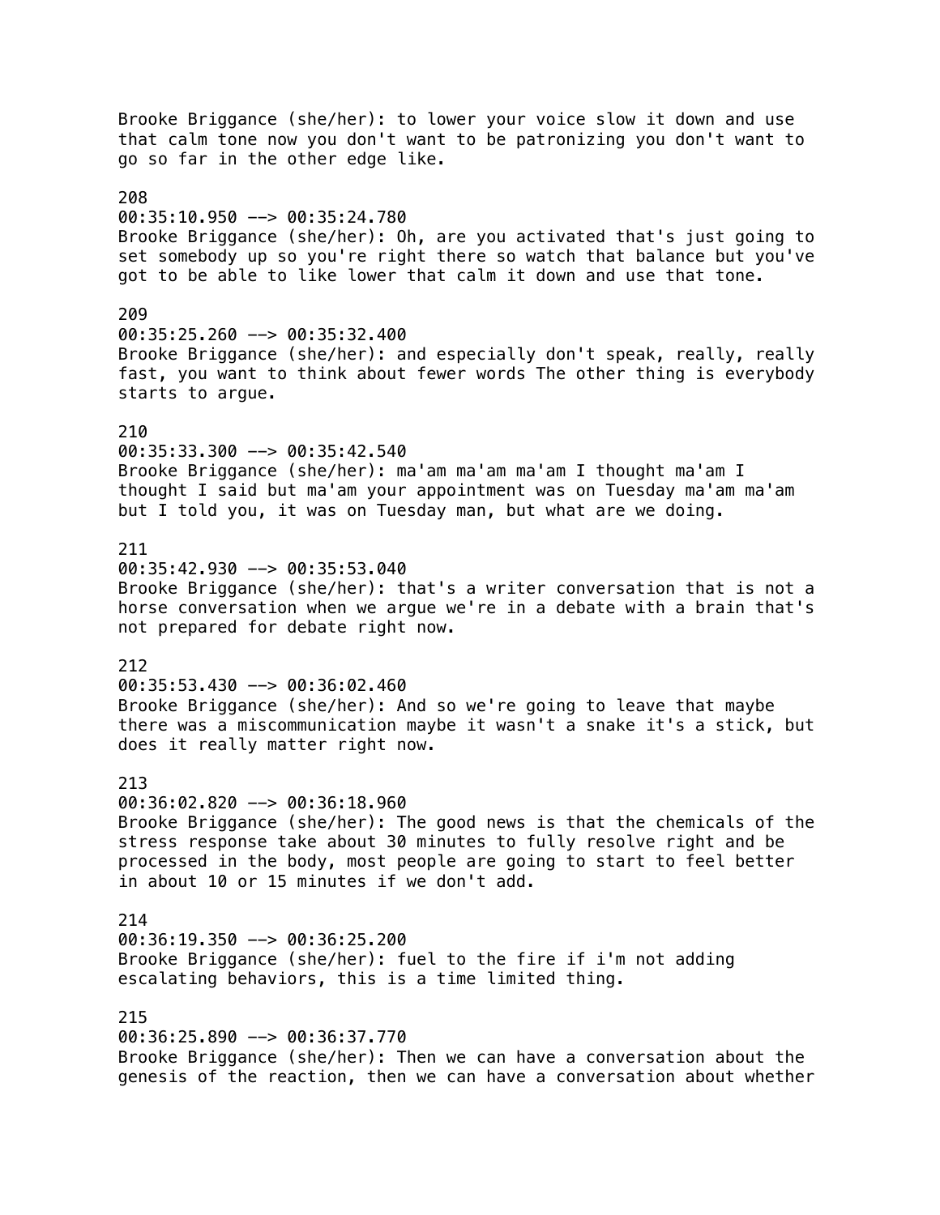Brooke Briggance (she/her): to lower your voice slow it down and use that calm tone now you don't want to be patronizing you don't want to go so far in the other edge like.

208
00:35:10.950 --> 00:35:24.780
Brooke Briggance (she/her): Oh, are you activated that's just going to set somebody up so you're right there so watch that balance but you've got to be able to like lower that calm it down and use that tone.

209
00:35:25.260 --> 00:35:32.400
Brooke Briggance (she/her): and especially don't speak, really, really fast, you want to think about fewer words The other thing is everybody starts to argue.

210
00:35:33.300 --> 00:35:42.540
Brooke Briggance (she/her): ma'am ma'am ma'am I thought ma'am I thought I said but ma'am your appointment was on Tuesday ma'am ma'am but I told you, it was on Tuesday man, but what are we doing.

211
00:35:42.930 --> 00:35:53.040
Brooke Briggance (she/her): that's a writer conversation that is not a horse conversation when we argue we're in a debate with a brain that's not prepared for debate right now.

212
00:35:53.430 --> 00:36:02.460
Brooke Briggance (she/her): And so we're going to leave that maybe there was a miscommunication maybe it wasn't a snake it's a stick, but does it really matter right now.

213
00:36:02.820 --> 00:36:18.960
Brooke Briggance (she/her): The good news is that the chemicals of the stress response take about 30 minutes to fully resolve right and be processed in the body, most people are going to start to feel better in about 10 or 15 minutes if we don't add.

214
00:36:19.350 --> 00:36:25.200
Brooke Briggance (she/her): fuel to the fire if i'm not adding escalating behaviors, this is a time limited thing.

215
00:36:25.890 --> 00:36:37.770
Brooke Briggance (she/her): Then we can have a conversation about the genesis of the reaction, then we can have a conversation about whether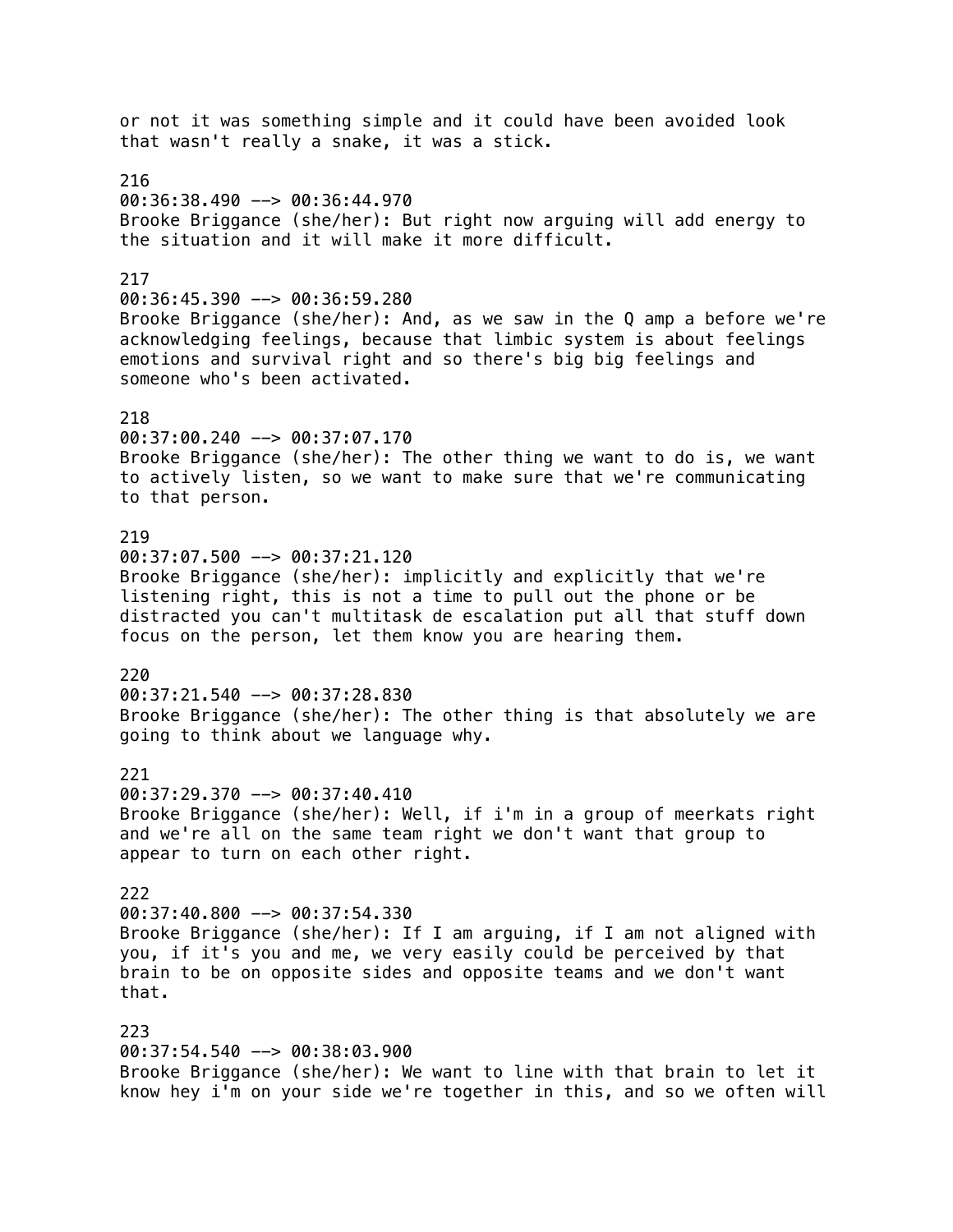or not it was something simple and it could have been avoided look that wasn't really a snake, it was a stick.

216
00:36:38.490 --> 00:36:44.970
Brooke Briggance (she/her): But right now arguing will add energy to the situation and it will make it more difficult.

217
00:36:45.390 --> 00:36:59.280
Brooke Briggance (she/her): And, as we saw in the Q amp a before we're acknowledging feelings, because that limbic system is about feelings emotions and survival right and so there's big big feelings and someone who's been activated.

218
00:37:00.240 --> 00:37:07.170
Brooke Briggance (she/her): The other thing we want to do is, we want to actively listen, so we want to make sure that we're communicating to that person.

219
00:37:07.500 --> 00:37:21.120
Brooke Briggance (she/her): implicitly and explicitly that we're listening right, this is not a time to pull out the phone or be distracted you can't multitask de escalation put all that stuff down focus on the person, let them know you are hearing them.

220
00:37:21.540 --> 00:37:28.830
Brooke Briggance (she/her): The other thing is that absolutely we are going to think about we language why.

221
00:37:29.370 --> 00:37:40.410
Brooke Briggance (she/her): Well, if i'm in a group of meerkats right and we're all on the same team right we don't want that group to appear to turn on each other right.

222
00:37:40.800 --> 00:37:54.330
Brooke Briggance (she/her): If I am arguing, if I am not aligned with you, if it's you and me, we very easily could be perceived by that brain to be on opposite sides and opposite teams and we don't want that.

223
00:37:54.540 --> 00:38:03.900
Brooke Briggance (she/her): We want to line with that brain to let it know hey i'm on your side we're together in this, and so we often will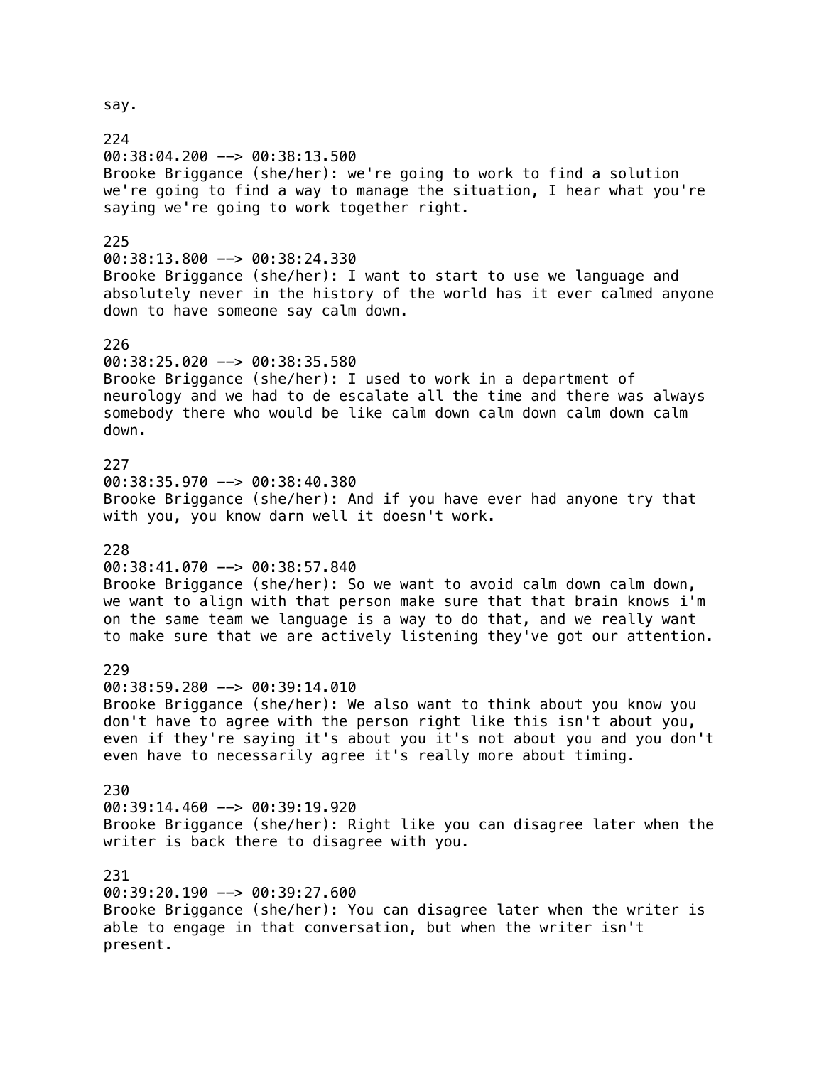say.

224
00:38:04.200 --> 00:38:13.500
Brooke Briggance (she/her): we're going to work to find a solution we're going to find a way to manage the situation, I hear what you're saying we're going to work together right.

225
00:38:13.800 --> 00:38:24.330
Brooke Briggance (she/her): I want to start to use we language and absolutely never in the history of the world has it ever calmed anyone down to have someone say calm down.

226
00:38:25.020 --> 00:38:35.580
Brooke Briggance (she/her): I used to work in a department of neurology and we had to de escalate all the time and there was always somebody there who would be like calm down calm down calm down calm down.

227
00:38:35.970 --> 00:38:40.380
Brooke Briggance (she/her): And if you have ever had anyone try that with you, you know darn well it doesn't work.

228
00:38:41.070 --> 00:38:57.840
Brooke Briggance (she/her): So we want to avoid calm down calm down, we want to align with that person make sure that that brain knows i'm on the same team we language is a way to do that, and we really want to make sure that we are actively listening they've got our attention.

229
00:38:59.280 --> 00:39:14.010
Brooke Briggance (she/her): We also want to think about you know you don't have to agree with the person right like this isn't about you, even if they're saying it's about you it's not about you and you don't even have to necessarily agree it's really more about timing.

230
00:39:14.460 --> 00:39:19.920
Brooke Briggance (she/her): Right like you can disagree later when the writer is back there to disagree with you.

231
00:39:20.190 --> 00:39:27.600
Brooke Briggance (she/her): You can disagree later when the writer is able to engage in that conversation, but when the writer isn't present.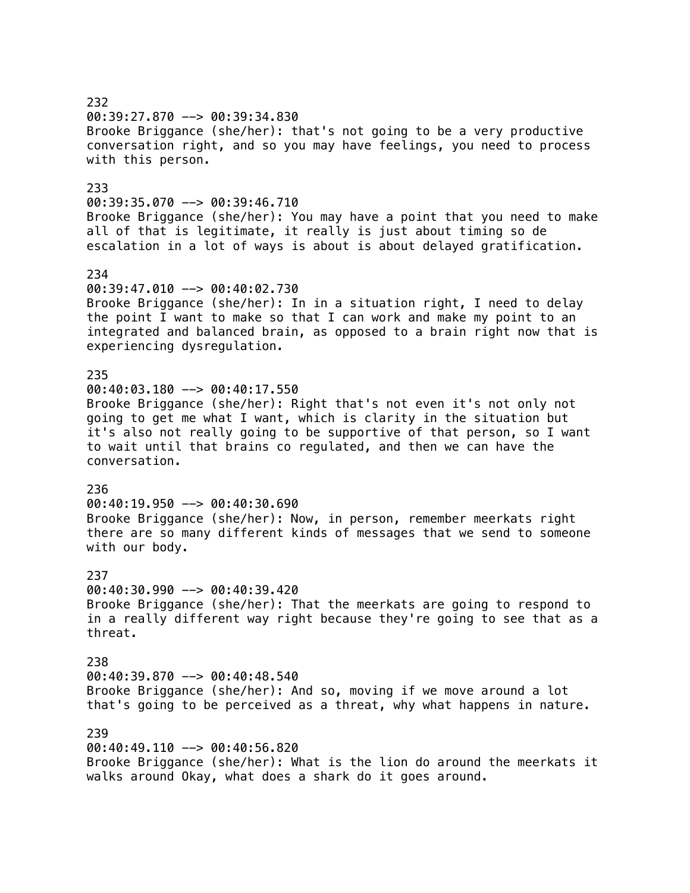232
00:39:27.870 --> 00:39:34.830
Brooke Briggance (she/her): that's not going to be a very productive conversation right, and so you may have feelings, you need to process with this person.

233
00:39:35.070 --> 00:39:46.710
Brooke Briggance (she/her): You may have a point that you need to make all of that is legitimate, it really is just about timing so de escalation in a lot of ways is about is about delayed gratification.

234
00:39:47.010 --> 00:40:02.730
Brooke Briggance (she/her): In in a situation right, I need to delay the point I want to make so that I can work and make my point to an integrated and balanced brain, as opposed to a brain right now that is experiencing dysregulation.

235
00:40:03.180 --> 00:40:17.550
Brooke Briggance (she/her): Right that's not even it's not only not going to get me what I want, which is clarity in the situation but it's also not really going to be supportive of that person, so I want to wait until that brains co regulated, and then we can have the conversation.

236
00:40:19.950 --> 00:40:30.690
Brooke Briggance (she/her): Now, in person, remember meerkats right there are so many different kinds of messages that we send to someone with our body.

237
00:40:30.990 --> 00:40:39.420
Brooke Briggance (she/her): That the meerkats are going to respond to in a really different way right because they're going to see that as a threat.

238
00:40:39.870 --> 00:40:48.540
Brooke Briggance (she/her): And so, moving if we move around a lot that's going to be perceived as a threat, why what happens in nature.

239
00:40:49.110 --> 00:40:56.820
Brooke Briggance (she/her): What is the lion do around the meerkats it walks around Okay, what does a shark do it goes around.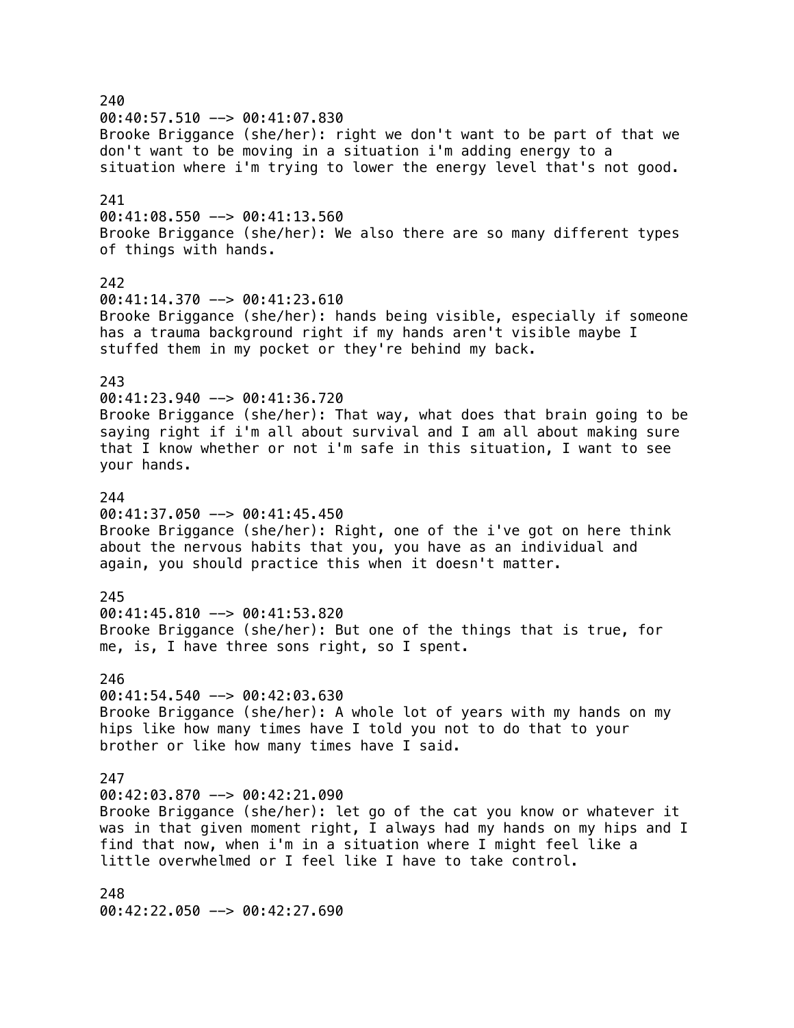240
00:40:57.510 --> 00:41:07.830
Brooke Briggance (she/her): right we don't want to be part of that we don't want to be moving in a situation i'm adding energy to a situation where i'm trying to lower the energy level that's not good.

241
00:41:08.550 --> 00:41:13.560
Brooke Briggance (she/her): We also there are so many different types of things with hands.

242
00:41:14.370 --> 00:41:23.610
Brooke Briggance (she/her): hands being visible, especially if someone has a trauma background right if my hands aren't visible maybe I stuffed them in my pocket or they're behind my back.

243
00:41:23.940 --> 00:41:36.720
Brooke Briggance (she/her): That way, what does that brain going to be saying right if i'm all about survival and I am all about making sure that I know whether or not i'm safe in this situation, I want to see your hands.

244
00:41:37.050 --> 00:41:45.450
Brooke Briggance (she/her): Right, one of the i've got on here think about the nervous habits that you, you have as an individual and again, you should practice this when it doesn't matter.

245
00:41:45.810 --> 00:41:53.820
Brooke Briggance (she/her): But one of the things that is true, for me, is, I have three sons right, so I spent.

246
00:41:54.540 --> 00:42:03.630
Brooke Briggance (she/her): A whole lot of years with my hands on my hips like how many times have I told you not to do that to your brother or like how many times have I said.

247
00:42:03.870 --> 00:42:21.090
Brooke Briggance (she/her): let go of the cat you know or whatever it was in that given moment right, I always had my hands on my hips and I find that now, when i'm in a situation where I might feel like a little overwhelmed or I feel like I have to take control.

248
00:42:22.050 --> 00:42:27.690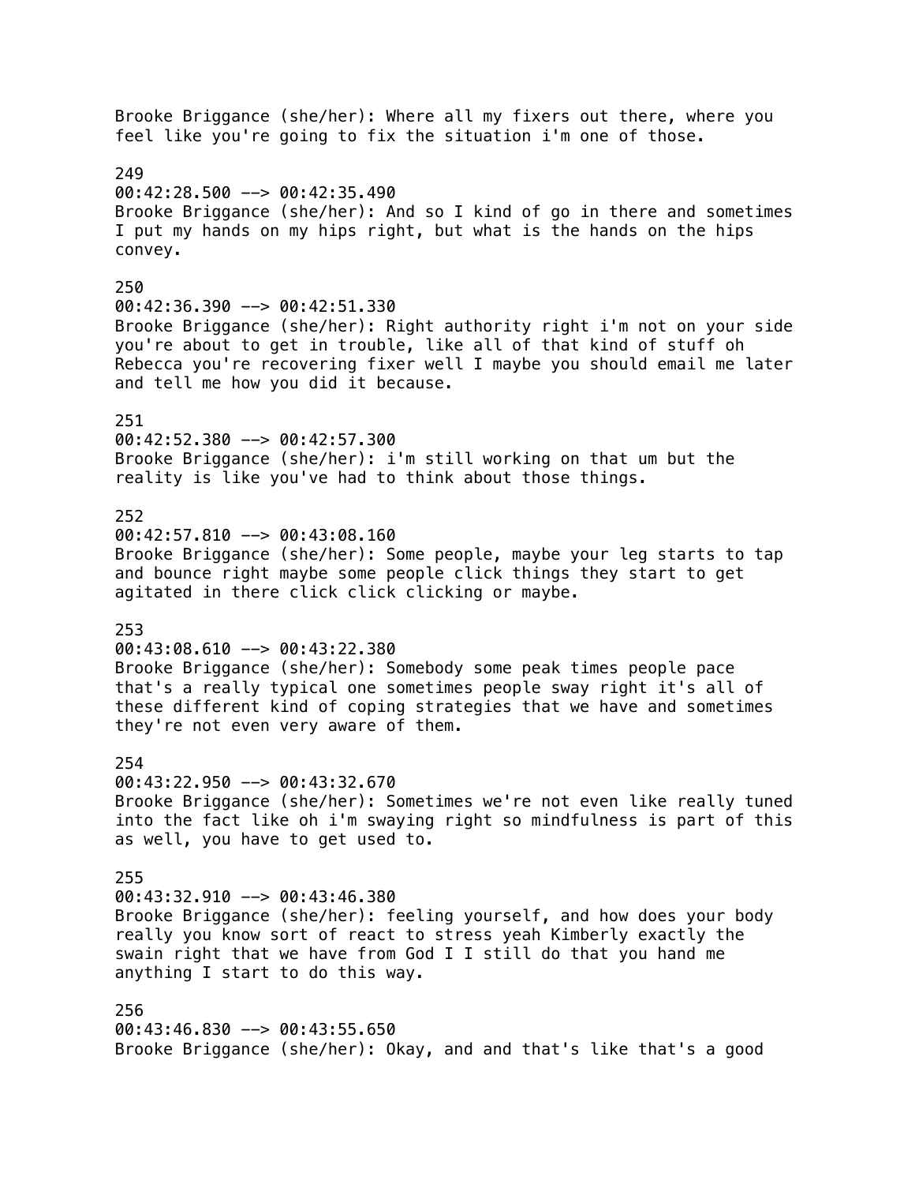Brooke Briggance (she/her): Where all my fixers out there, where you feel like you're going to fix the situation i'm one of those.

249
00:42:28.500 --> 00:42:35.490
Brooke Briggance (she/her): And so I kind of go in there and sometimes I put my hands on my hips right, but what is the hands on the hips convey.

250
00:42:36.390 --> 00:42:51.330
Brooke Briggance (she/her): Right authority right i'm not on your side you're about to get in trouble, like all of that kind of stuff oh Rebecca you're recovering fixer well I maybe you should email me later and tell me how you did it because.

251
00:42:52.380 --> 00:42:57.300
Brooke Briggance (she/her): i'm still working on that um but the reality is like you've had to think about those things.

252
00:42:57.810 --> 00:43:08.160
Brooke Briggance (she/her): Some people, maybe your leg starts to tap and bounce right maybe some people click things they start to get agitated in there click click clicking or maybe.

253
00:43:08.610 --> 00:43:22.380
Brooke Briggance (she/her): Somebody some peak times people pace that's a really typical one sometimes people sway right it's all of these different kind of coping strategies that we have and sometimes they're not even very aware of them.

254
00:43:22.950 --> 00:43:32.670
Brooke Briggance (she/her): Sometimes we're not even like really tuned into the fact like oh i'm swaying right so mindfulness is part of this as well, you have to get used to.

255
00:43:32.910 --> 00:43:46.380
Brooke Briggance (she/her): feeling yourself, and how does your body really you know sort of react to stress yeah Kimberly exactly the swain right that we have from God I I still do that you hand me anything I start to do this way.

256
00:43:46.830 --> 00:43:55.650
Brooke Briggance (she/her): Okay, and and that's like that's a good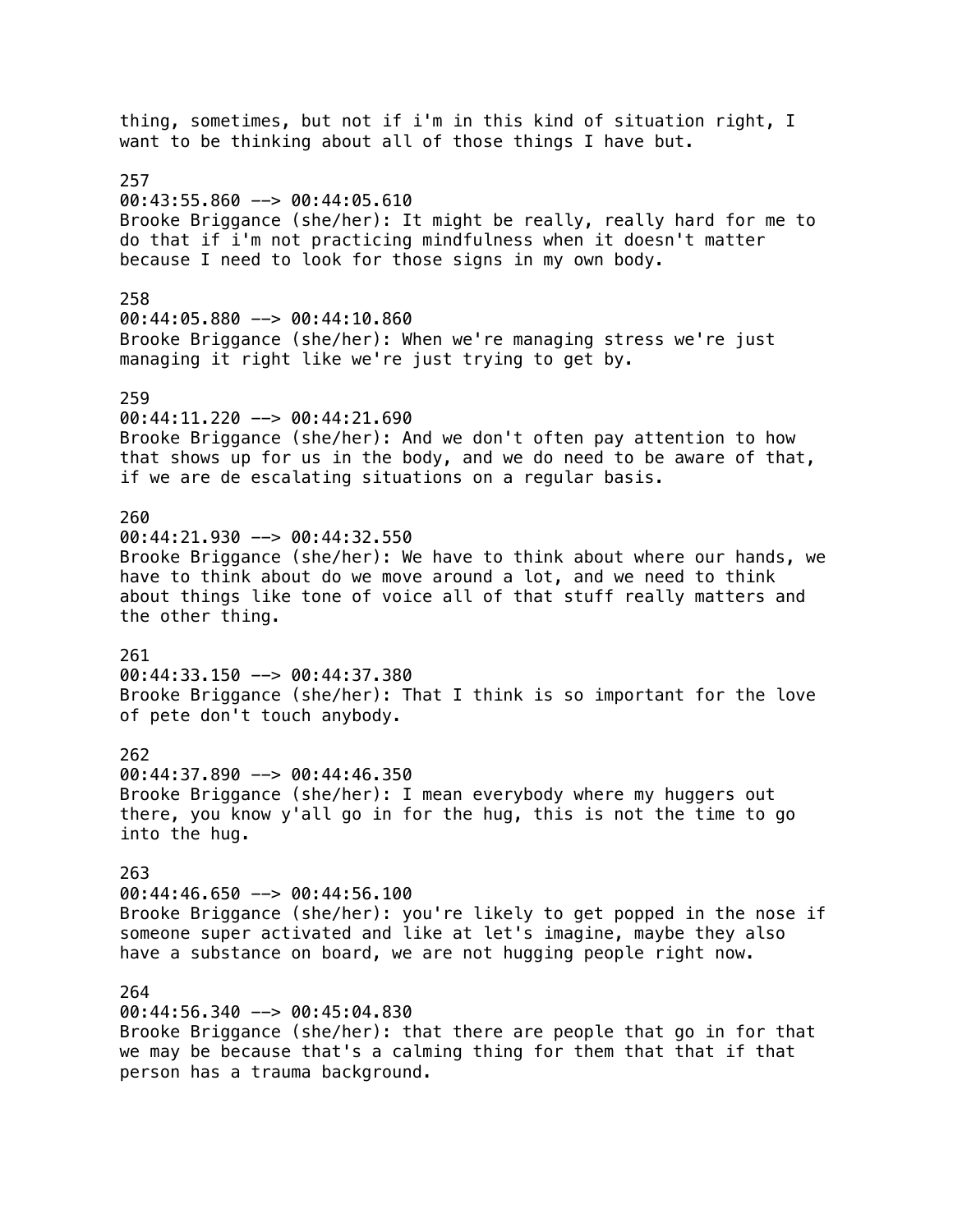thing, sometimes, but not if i'm in this kind of situation right, I want to be thinking about all of those things I have but.

257
00:43:55.860 --> 00:44:05.610
Brooke Briggance (she/her): It might be really, really hard for me to do that if i'm not practicing mindfulness when it doesn't matter because I need to look for those signs in my own body.

258
00:44:05.880 --> 00:44:10.860
Brooke Briggance (she/her): When we're managing stress we're just managing it right like we're just trying to get by.

259
00:44:11.220 --> 00:44:21.690
Brooke Briggance (she/her): And we don't often pay attention to how that shows up for us in the body, and we do need to be aware of that, if we are de escalating situations on a regular basis.

260
00:44:21.930 --> 00:44:32.550
Brooke Briggance (she/her): We have to think about where our hands, we have to think about do we move around a lot, and we need to think about things like tone of voice all of that stuff really matters and the other thing.

261
00:44:33.150 --> 00:44:37.380
Brooke Briggance (she/her): That I think is so important for the love of pete don't touch anybody.

262
00:44:37.890 --> 00:44:46.350
Brooke Briggance (she/her): I mean everybody where my huggers out there, you know y'all go in for the hug, this is not the time to go into the hug.

263
00:44:46.650 --> 00:44:56.100
Brooke Briggance (she/her): you're likely to get popped in the nose if someone super activated and like at let's imagine, maybe they also have a substance on board, we are not hugging people right now.

264
00:44:56.340 --> 00:45:04.830
Brooke Briggance (she/her): that there are people that go in for that we may be because that's a calming thing for them that that if that person has a trauma background.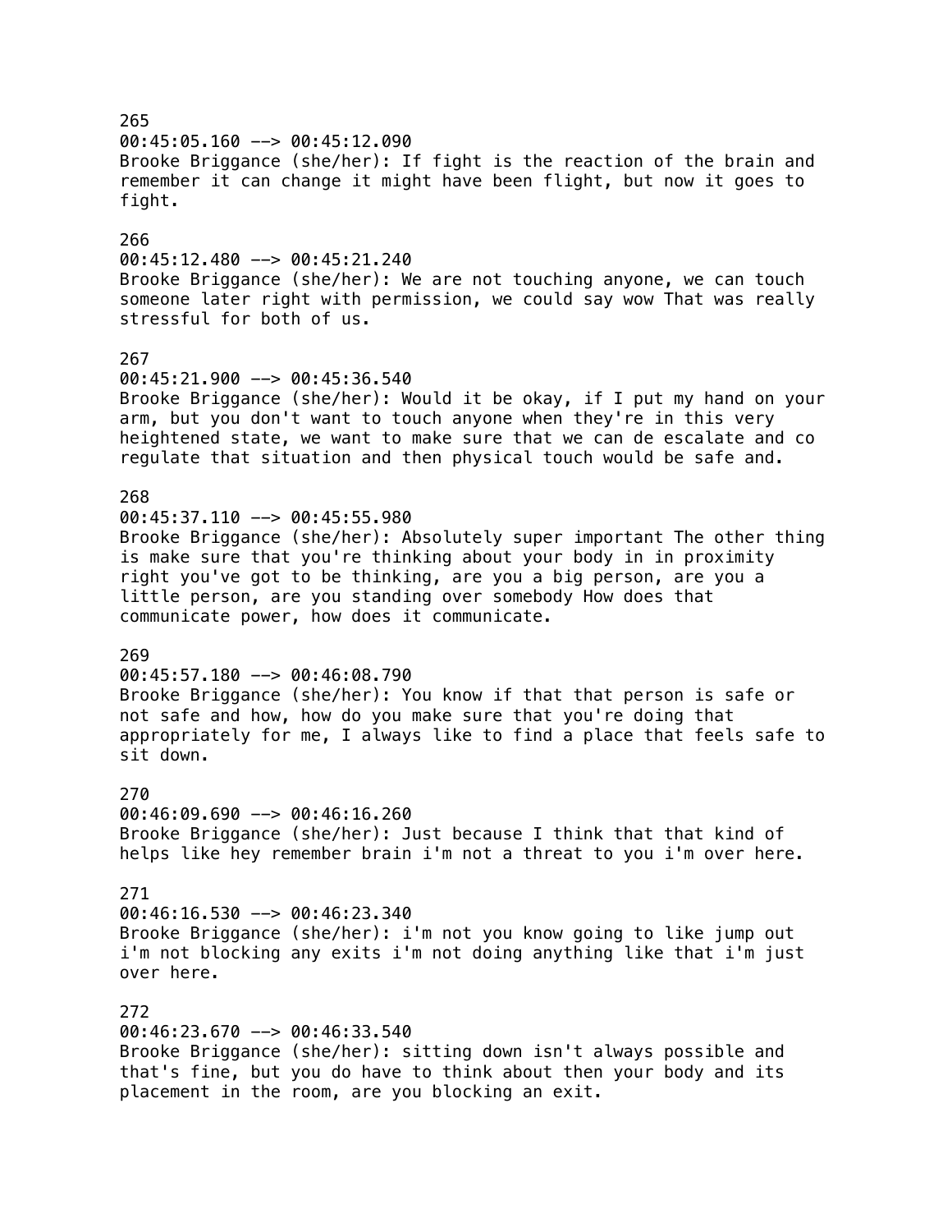265
00:45:05.160 --> 00:45:12.090
Brooke Briggance (she/her): If fight is the reaction of the brain and remember it can change it might have been flight, but now it goes to fight.

266
00:45:12.480 --> 00:45:21.240
Brooke Briggance (she/her): We are not touching anyone, we can touch someone later right with permission, we could say wow That was really stressful for both of us.

267
00:45:21.900 --> 00:45:36.540
Brooke Briggance (she/her): Would it be okay, if I put my hand on your arm, but you don't want to touch anyone when they're in this very heightened state, we want to make sure that we can de escalate and co regulate that situation and then physical touch would be safe and.

268
00:45:37.110 --> 00:45:55.980
Brooke Briggance (she/her): Absolutely super important The other thing is make sure that you're thinking about your body in in proximity right you've got to be thinking, are you a big person, are you a little person, are you standing over somebody How does that communicate power, how does it communicate.

269
00:45:57.180 --> 00:46:08.790
Brooke Briggance (she/her): You know if that that person is safe or not safe and how, how do you make sure that you're doing that appropriately for me, I always like to find a place that feels safe to sit down.

270
00:46:09.690 --> 00:46:16.260
Brooke Briggance (she/her): Just because I think that that kind of helps like hey remember brain i'm not a threat to you i'm over here.

271
00:46:16.530 --> 00:46:23.340
Brooke Briggance (she/her): i'm not you know going to like jump out i'm not blocking any exits i'm not doing anything like that i'm just over here.

272
00:46:23.670 --> 00:46:33.540
Brooke Briggance (she/her): sitting down isn't always possible and that's fine, but you do have to think about then your body and its placement in the room, are you blocking an exit.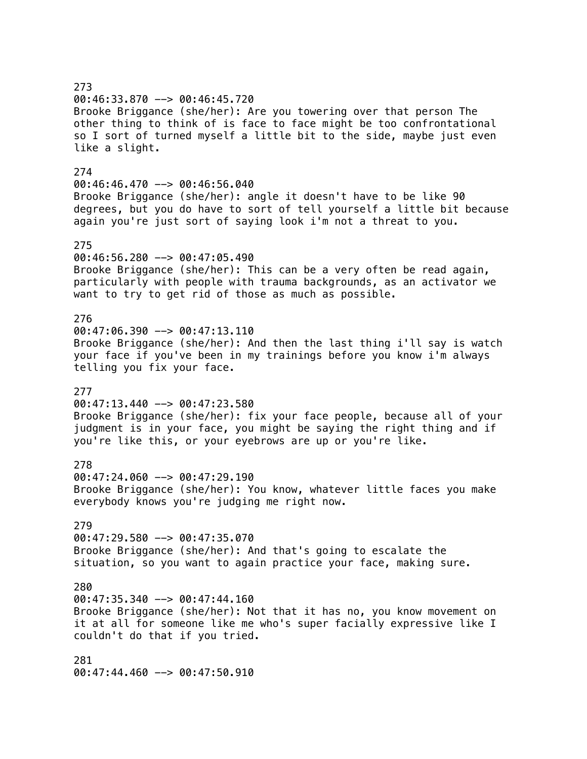273
00:46:33.870 --> 00:46:45.720
Brooke Briggance (she/her): Are you towering over that person The other thing to think of is face to face might be too confrontational so I sort of turned myself a little bit to the side, maybe just even like a slight.

274
00:46:46.470 --> 00:46:56.040
Brooke Briggance (she/her): angle it doesn't have to be like 90 degrees, but you do have to sort of tell yourself a little bit because again you're just sort of saying look i'm not a threat to you.

275
00:46:56.280 --> 00:47:05.490
Brooke Briggance (she/her): This can be a very often be read again, particularly with people with trauma backgrounds, as an activator we want to try to get rid of those as much as possible.

276
00:47:06.390 --> 00:47:13.110
Brooke Briggance (she/her): And then the last thing i'll say is watch your face if you've been in my trainings before you know i'm always telling you fix your face.

277
00:47:13.440 --> 00:47:23.580
Brooke Briggance (she/her): fix your face people, because all of your judgment is in your face, you might be saying the right thing and if you're like this, or your eyebrows are up or you're like.

278
00:47:24.060 --> 00:47:29.190
Brooke Briggance (she/her): You know, whatever little faces you make everybody knows you're judging me right now.

279
00:47:29.580 --> 00:47:35.070
Brooke Briggance (she/her): And that's going to escalate the situation, so you want to again practice your face, making sure.

280
00:47:35.340 --> 00:47:44.160
Brooke Briggance (she/her): Not that it has no, you know movement on it at all for someone like me who's super facially expressive like I couldn't do that if you tried.

281
00:47:44.460 --> 00:47:50.910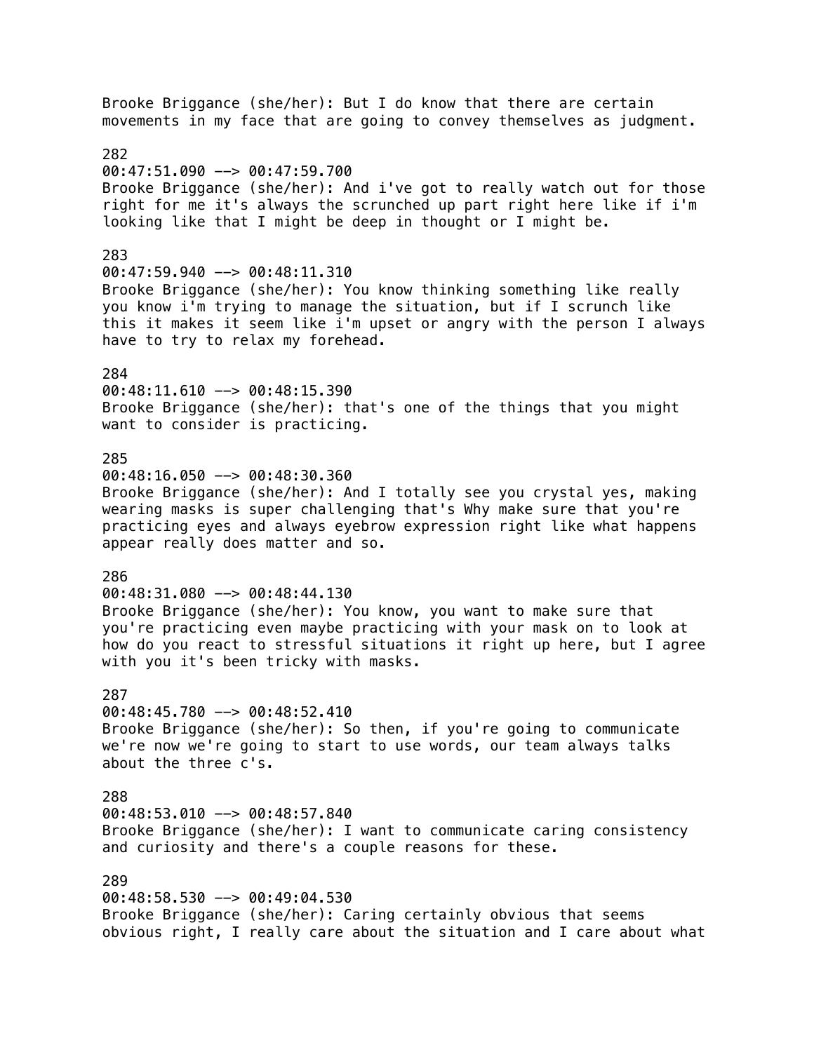Brooke Briggance (she/her): But I do know that there are certain movements in my face that are going to convey themselves as judgment.

282
00:47:51.090 --> 00:47:59.700
Brooke Briggance (she/her): And i've got to really watch out for those right for me it's always the scrunched up part right here like if i'm looking like that I might be deep in thought or I might be.

283
00:47:59.940 --> 00:48:11.310
Brooke Briggance (she/her): You know thinking something like really you know i'm trying to manage the situation, but if I scrunch like this it makes it seem like i'm upset or angry with the person I always have to try to relax my forehead.

284
00:48:11.610 --> 00:48:15.390
Brooke Briggance (she/her): that's one of the things that you might want to consider is practicing.

285
00:48:16.050 --> 00:48:30.360
Brooke Briggance (she/her): And I totally see you crystal yes, making wearing masks is super challenging that's Why make sure that you're practicing eyes and always eyebrow expression right like what happens appear really does matter and so.

286
00:48:31.080 --> 00:48:44.130
Brooke Briggance (she/her): You know, you want to make sure that you're practicing even maybe practicing with your mask on to look at how do you react to stressful situations it right up here, but I agree with you it's been tricky with masks.

287
00:48:45.780 --> 00:48:52.410
Brooke Briggance (she/her): So then, if you're going to communicate we're now we're going to start to use words, our team always talks about the three c's.

288
00:48:53.010 --> 00:48:57.840
Brooke Briggance (she/her): I want to communicate caring consistency and curiosity and there's a couple reasons for these.

289
00:48:58.530 --> 00:49:04.530
Brooke Briggance (she/her): Caring certainly obvious that seems obvious right, I really care about the situation and I care about what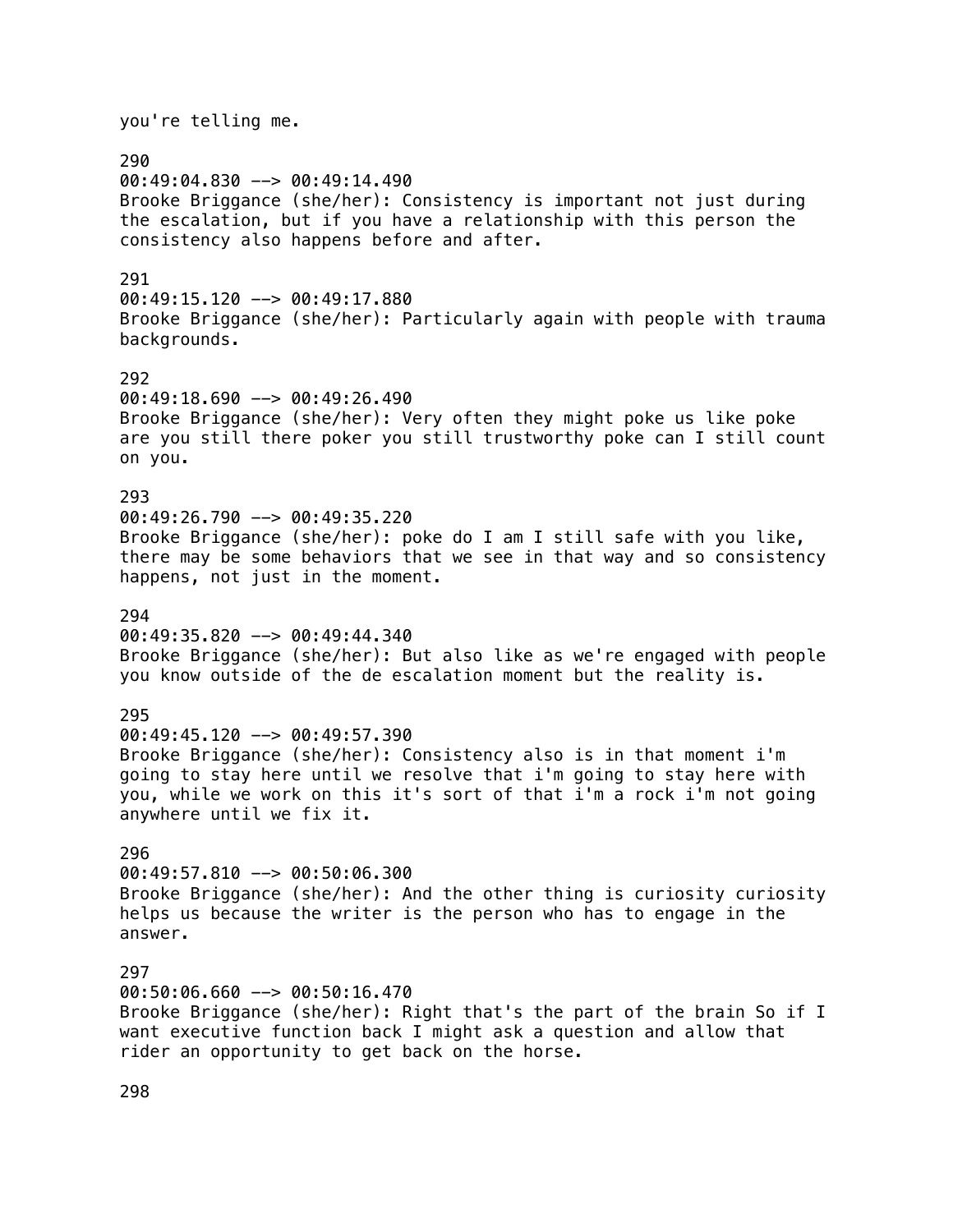you're telling me.

290
00:49:04.830 --> 00:49:14.490
Brooke Briggance (she/her): Consistency is important not just during the escalation, but if you have a relationship with this person the consistency also happens before and after.

291
00:49:15.120 --> 00:49:17.880
Brooke Briggance (she/her): Particularly again with people with trauma backgrounds.

292
00:49:18.690 --> 00:49:26.490
Brooke Briggance (she/her): Very often they might poke us like poke are you still there poker you still trustworthy poke can I still count on you.

293
00:49:26.790 --> 00:49:35.220
Brooke Briggance (she/her): poke do I am I still safe with you like, there may be some behaviors that we see in that way and so consistency happens, not just in the moment.

294
00:49:35.820 --> 00:49:44.340
Brooke Briggance (she/her): But also like as we're engaged with people you know outside of the de escalation moment but the reality is.

295
00:49:45.120 --> 00:49:57.390
Brooke Briggance (she/her): Consistency also is in that moment i'm going to stay here until we resolve that i'm going to stay here with you, while we work on this it's sort of that i'm a rock i'm not going anywhere until we fix it.

296
00:49:57.810 --> 00:50:06.300
Brooke Briggance (she/her): And the other thing is curiosity curiosity helps us because the writer is the person who has to engage in the answer.

297
00:50:06.660 --> 00:50:16.470
Brooke Briggance (she/her): Right that's the part of the brain So if I want executive function back I might ask a question and allow that rider an opportunity to get back on the horse.

298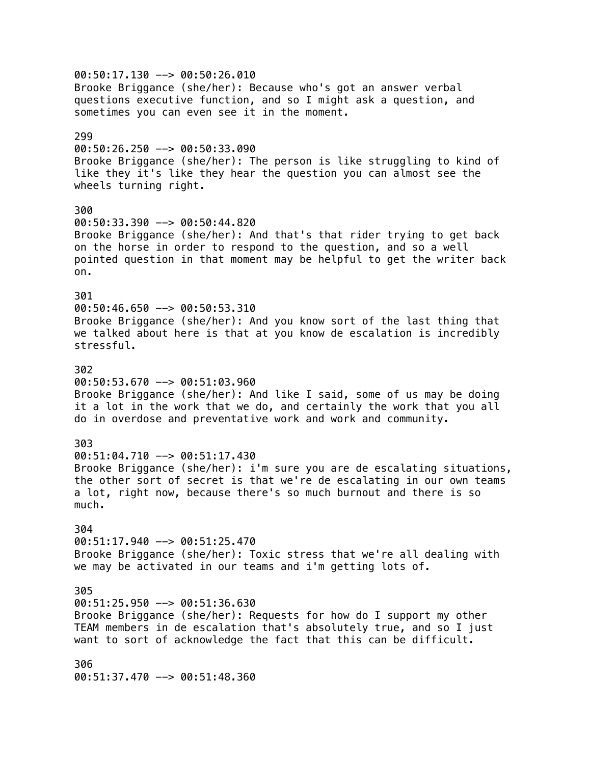00:50:17.130 --> 00:50:26.010
Brooke Briggance (she/her): Because who's got an answer verbal questions executive function, and so I might ask a question, and sometimes you can even see it in the moment.

299
00:50:26.250 --> 00:50:33.090
Brooke Briggance (she/her): The person is like struggling to kind of like they it's like they hear the question you can almost see the wheels turning right.

300
00:50:33.390 --> 00:50:44.820
Brooke Briggance (she/her): And that's that rider trying to get back on the horse in order to respond to the question, and so a well pointed question in that moment may be helpful to get the writer back on.

301
00:50:46.650 --> 00:50:53.310
Brooke Briggance (she/her): And you know sort of the last thing that we talked about here is that at you know de escalation is incredibly stressful.

302
00:50:53.670 --> 00:51:03.960
Brooke Briggance (she/her): And like I said, some of us may be doing it a lot in the work that we do, and certainly the work that you all do in overdose and preventative work and work and community.

303
00:51:04.710 --> 00:51:17.430
Brooke Briggance (she/her): i'm sure you are de escalating situations, the other sort of secret is that we're de escalating in our own teams a lot, right now, because there's so much burnout and there is so much.

304
00:51:17.940 --> 00:51:25.470
Brooke Briggance (she/her): Toxic stress that we're all dealing with we may be activated in our teams and i'm getting lots of.

305
00:51:25.950 --> 00:51:36.630
Brooke Briggance (she/her): Requests for how do I support my other TEAM members in de escalation that's absolutely true, and so I just want to sort of acknowledge the fact that this can be difficult.

306
00:51:37.470 --> 00:51:48.360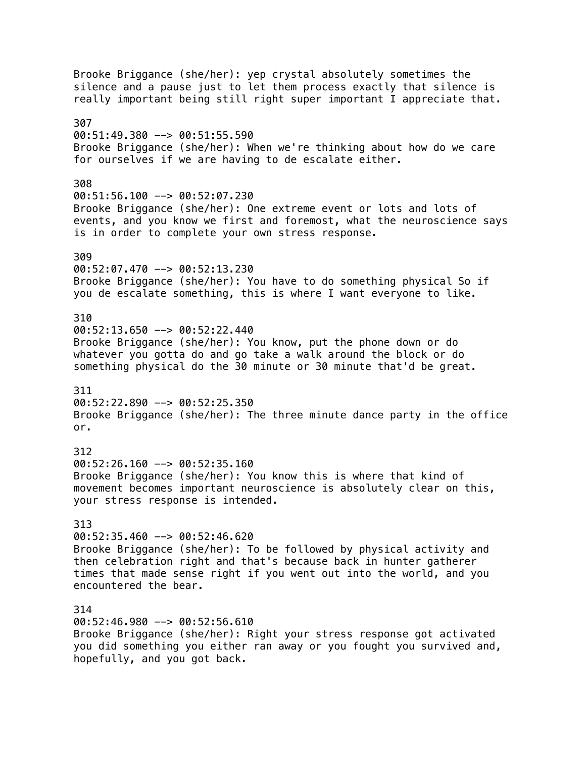Brooke Briggance (she/her): yep crystal absolutely sometimes the silence and a pause just to let them process exactly that silence is really important being still right super important I appreciate that.

307
00:51:49.380 --> 00:51:55.590
Brooke Briggance (she/her): When we're thinking about how do we care for ourselves if we are having to de escalate either.

308
00:51:56.100 --> 00:52:07.230
Brooke Briggance (she/her): One extreme event or lots and lots of events, and you know we first and foremost, what the neuroscience says is in order to complete your own stress response.

309
00:52:07.470 --> 00:52:13.230
Brooke Briggance (she/her): You have to do something physical So if you de escalate something, this is where I want everyone to like.

310
00:52:13.650 --> 00:52:22.440
Brooke Briggance (she/her): You know, put the phone down or do whatever you gotta do and go take a walk around the block or do something physical do the 30 minute or 30 minute that'd be great.

311
00:52:22.890 --> 00:52:25.350
Brooke Briggance (she/her): The three minute dance party in the office or.

312
00:52:26.160 --> 00:52:35.160
Brooke Briggance (she/her): You know this is where that kind of movement becomes important neuroscience is absolutely clear on this, your stress response is intended.

313
00:52:35.460 --> 00:52:46.620
Brooke Briggance (she/her): To be followed by physical activity and then celebration right and that's because back in hunter gatherer times that made sense right if you went out into the world, and you encountered the bear.

314
00:52:46.980 --> 00:52:56.610
Brooke Briggance (she/her): Right your stress response got activated you did something you either ran away or you fought you survived and, hopefully, and you got back.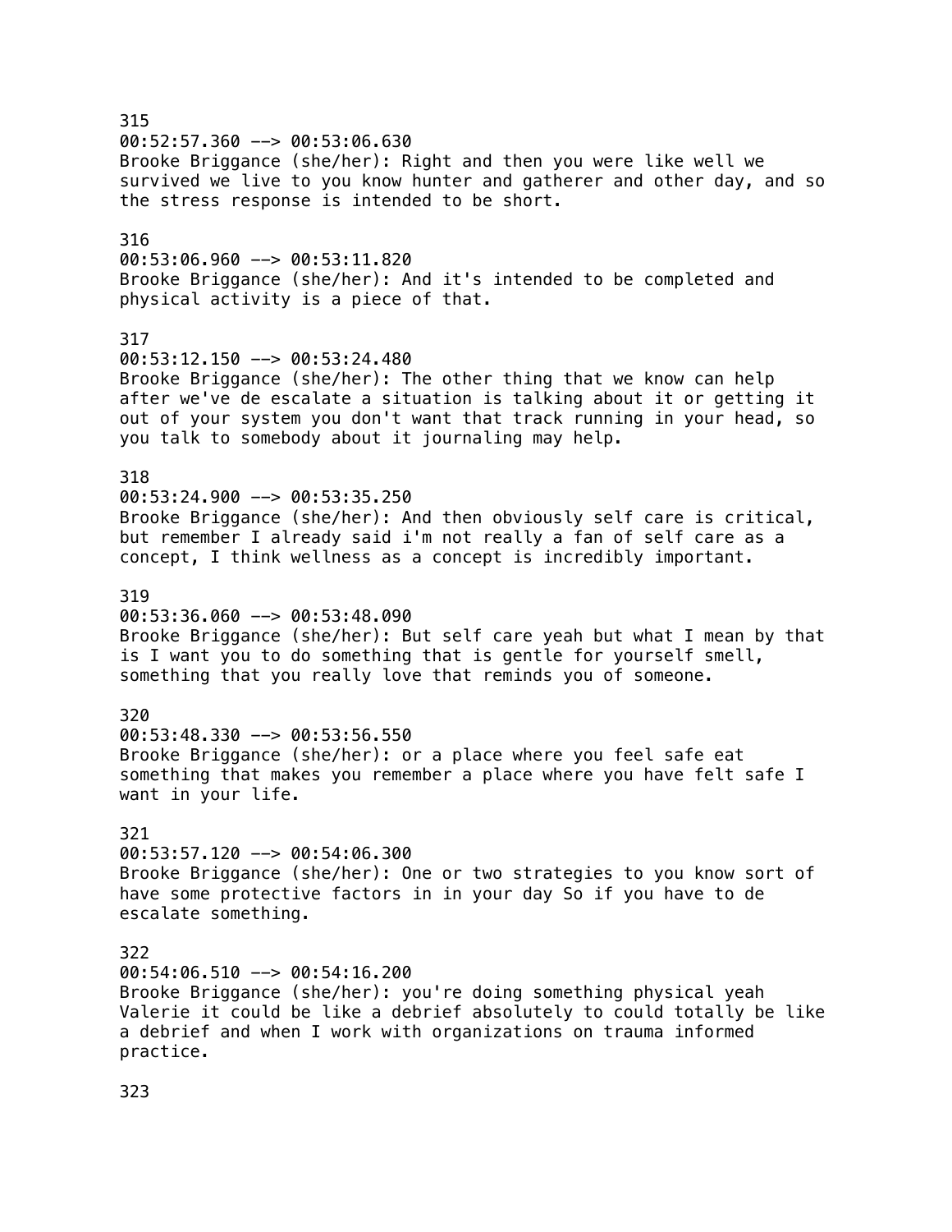315
00:52:57.360 --> 00:53:06.630
Brooke Briggance (she/her): Right and then you were like well we survived we live to you know hunter and gatherer and other day, and so the stress response is intended to be short.

316
00:53:06.960 --> 00:53:11.820
Brooke Briggance (she/her): And it's intended to be completed and physical activity is a piece of that.

317
00:53:12.150 --> 00:53:24.480
Brooke Briggance (she/her): The other thing that we know can help after we've de escalate a situation is talking about it or getting it out of your system you don't want that track running in your head, so you talk to somebody about it journaling may help.

318
00:53:24.900 --> 00:53:35.250
Brooke Briggance (she/her): And then obviously self care is critical, but remember I already said i'm not really a fan of self care as a concept, I think wellness as a concept is incredibly important.

319
00:53:36.060 --> 00:53:48.090
Brooke Briggance (she/her): But self care yeah but what I mean by that is I want you to do something that is gentle for yourself smell, something that you really love that reminds you of someone.

320
00:53:48.330 --> 00:53:56.550
Brooke Briggance (she/her): or a place where you feel safe eat something that makes you remember a place where you have felt safe I want in your life.

321
00:53:57.120 --> 00:54:06.300
Brooke Briggance (she/her): One or two strategies to you know sort of have some protective factors in in your day So if you have to de escalate something.

322
00:54:06.510 --> 00:54:16.200
Brooke Briggance (she/her): you're doing something physical yeah Valerie it could be like a debrief absolutely to could totally be like a debrief and when I work with organizations on trauma informed practice.

323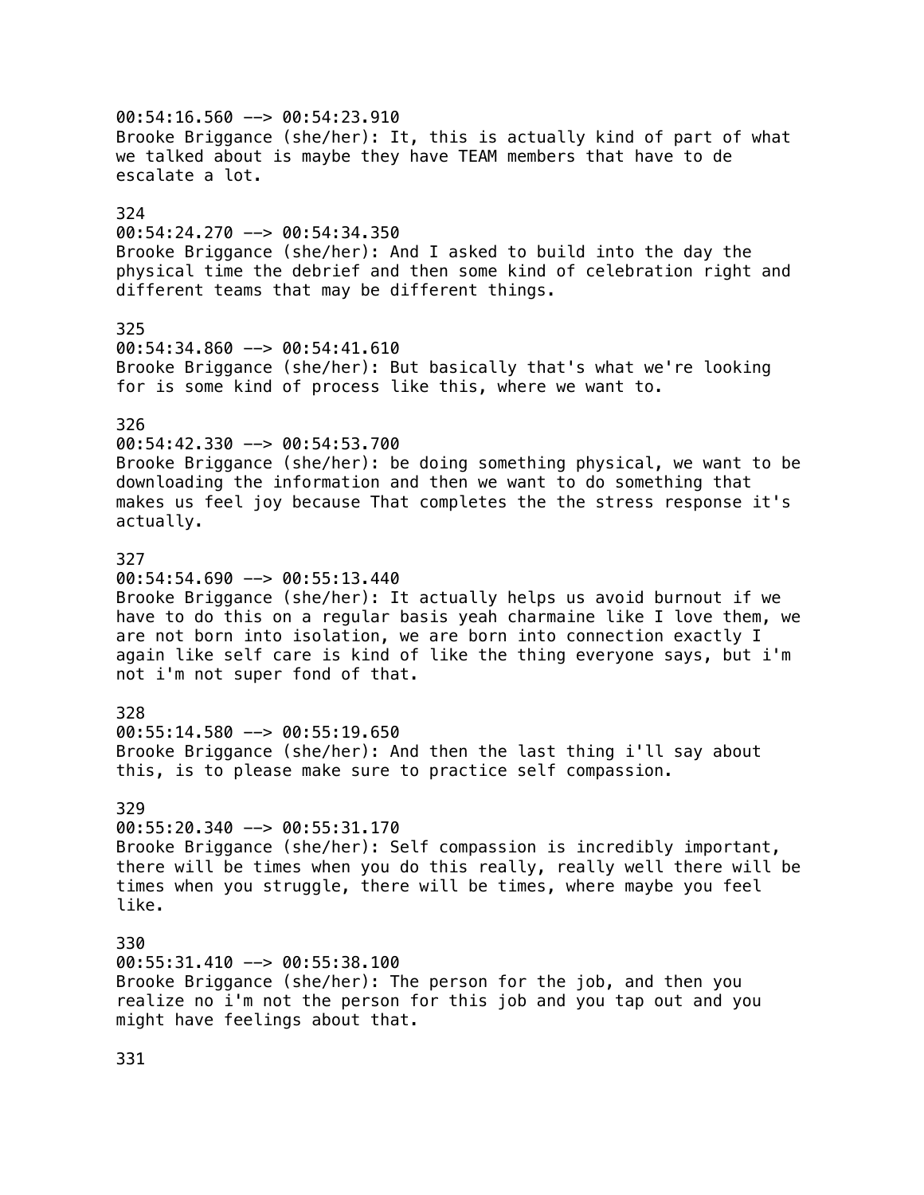00:54:16.560 --> 00:54:23.910
Brooke Briggance (she/her): It, this is actually kind of part of what we talked about is maybe they have TEAM members that have to de escalate a lot.

324
00:54:24.270 --> 00:54:34.350
Brooke Briggance (she/her): And I asked to build into the day the physical time the debrief and then some kind of celebration right and different teams that may be different things.

325
00:54:34.860 --> 00:54:41.610
Brooke Briggance (she/her): But basically that's what we're looking for is some kind of process like this, where we want to.

326
00:54:42.330 --> 00:54:53.700
Brooke Briggance (she/her): be doing something physical, we want to be downloading the information and then we want to do something that makes us feel joy because That completes the the stress response it's actually.

327
00:54:54.690 --> 00:55:13.440
Brooke Briggance (she/her): It actually helps us avoid burnout if we have to do this on a regular basis yeah charmaine like I love them, we are not born into isolation, we are born into connection exactly I again like self care is kind of like the thing everyone says, but i'm not i'm not super fond of that.

328
00:55:14.580 --> 00:55:19.650
Brooke Briggance (she/her): And then the last thing i'll say about this, is to please make sure to practice self compassion.

329
00:55:20.340 --> 00:55:31.170
Brooke Briggance (she/her): Self compassion is incredibly important, there will be times when you do this really, really well there will be times when you struggle, there will be times, where maybe you feel like.

330
00:55:31.410 --> 00:55:38.100
Brooke Briggance (she/her): The person for the job, and then you realize no i'm not the person for this job and you tap out and you might have feelings about that.

331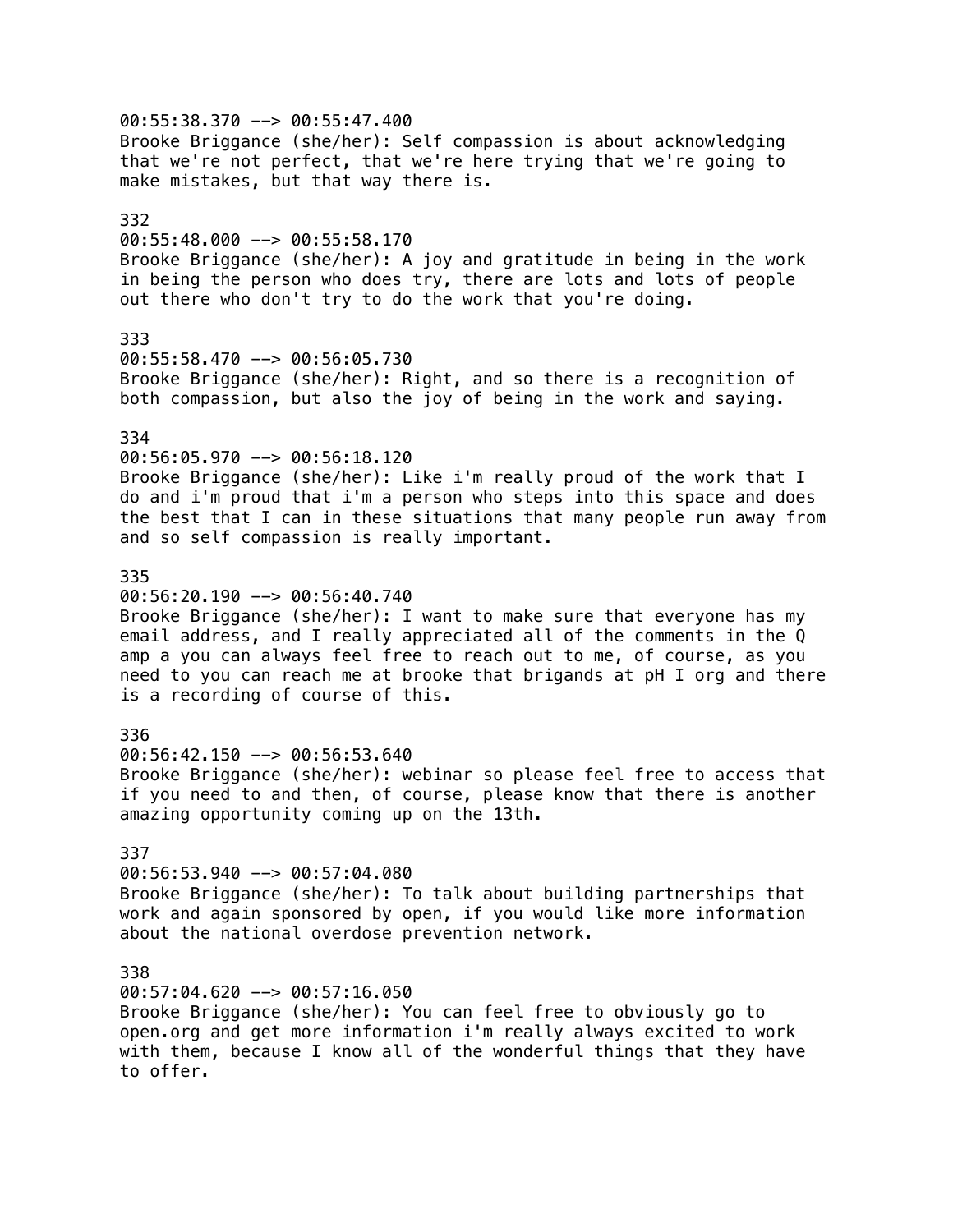00:55:38.370 --> 00:55:47.400
Brooke Briggance (she/her): Self compassion is about acknowledging that we're not perfect, that we're here trying that we're going to make mistakes, but that way there is.

332
00:55:48.000 --> 00:55:58.170
Brooke Briggance (she/her): A joy and gratitude in being in the work in being the person who does try, there are lots and lots of people out there who don't try to do the work that you're doing.

333
00:55:58.470 --> 00:56:05.730
Brooke Briggance (she/her): Right, and so there is a recognition of both compassion, but also the joy of being in the work and saying.

334
00:56:05.970 --> 00:56:18.120
Brooke Briggance (she/her): Like i'm really proud of the work that I do and i'm proud that i'm a person who steps into this space and does the best that I can in these situations that many people run away from and so self compassion is really important.

335
00:56:20.190 --> 00:56:40.740
Brooke Briggance (she/her): I want to make sure that everyone has my email address, and I really appreciated all of the comments in the Q amp a you can always feel free to reach out to me, of course, as you need to you can reach me at brooke that brigands at pH I org and there is a recording of course of this.

336
00:56:42.150 --> 00:56:53.640
Brooke Briggance (she/her): webinar so please feel free to access that if you need to and then, of course, please know that there is another amazing opportunity coming up on the 13th.

337
00:56:53.940 --> 00:57:04.080
Brooke Briggance (she/her): To talk about building partnerships that work and again sponsored by open, if you would like more information about the national overdose prevention network.

338
00:57:04.620 --> 00:57:16.050
Brooke Briggance (she/her): You can feel free to obviously go to open.org and get more information i'm really always excited to work with them, because I know all of the wonderful things that they have to offer.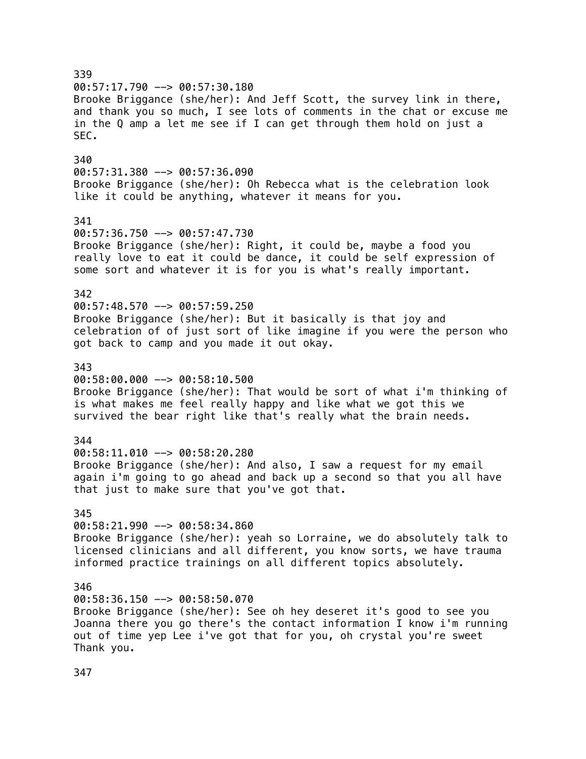339
00:57:17.790 --> 00:57:30.180
Brooke Briggance (she/her): And Jeff Scott, the survey link in there, and thank you so much, I see lots of comments in the chat or excuse me in the Q amp a let me see if I can get through them hold on just a SEC.

340
00:57:31.380 --> 00:57:36.090
Brooke Briggance (she/her): Oh Rebecca what is the celebration look like it could be anything, whatever it means for you.

341
00:57:36.750 --> 00:57:47.730
Brooke Briggance (she/her): Right, it could be, maybe a food you really love to eat it could be dance, it could be self expression of some sort and whatever it is for you is what's really important.

342
00:57:48.570 --> 00:57:59.250
Brooke Briggance (she/her): But it basically is that joy and celebration of of just sort of like imagine if you were the person who got back to camp and you made it out okay.

343
00:58:00.000 --> 00:58:10.500
Brooke Briggance (she/her): That would be sort of what i'm thinking of is what makes me feel really happy and like what we got this we survived the bear right like that's really what the brain needs.

344
00:58:11.010 --> 00:58:20.280
Brooke Briggance (she/her): And also, I saw a request for my email again i'm going to go ahead and back up a second so that you all have that just to make sure that you've got that.

345
00:58:21.990 --> 00:58:34.860
Brooke Briggance (she/her): yeah so Lorraine, we do absolutely talk to licensed clinicians and all different, you know sorts, we have trauma informed practice trainings on all different topics absolutely.

346
00:58:36.150 --> 00:58:50.070
Brooke Briggance (she/her): See oh hey deseret it's good to see you Joanna there you go there's the contact information I know i'm running out of time yep Lee i've got that for you, oh crystal you're sweet Thank you.

347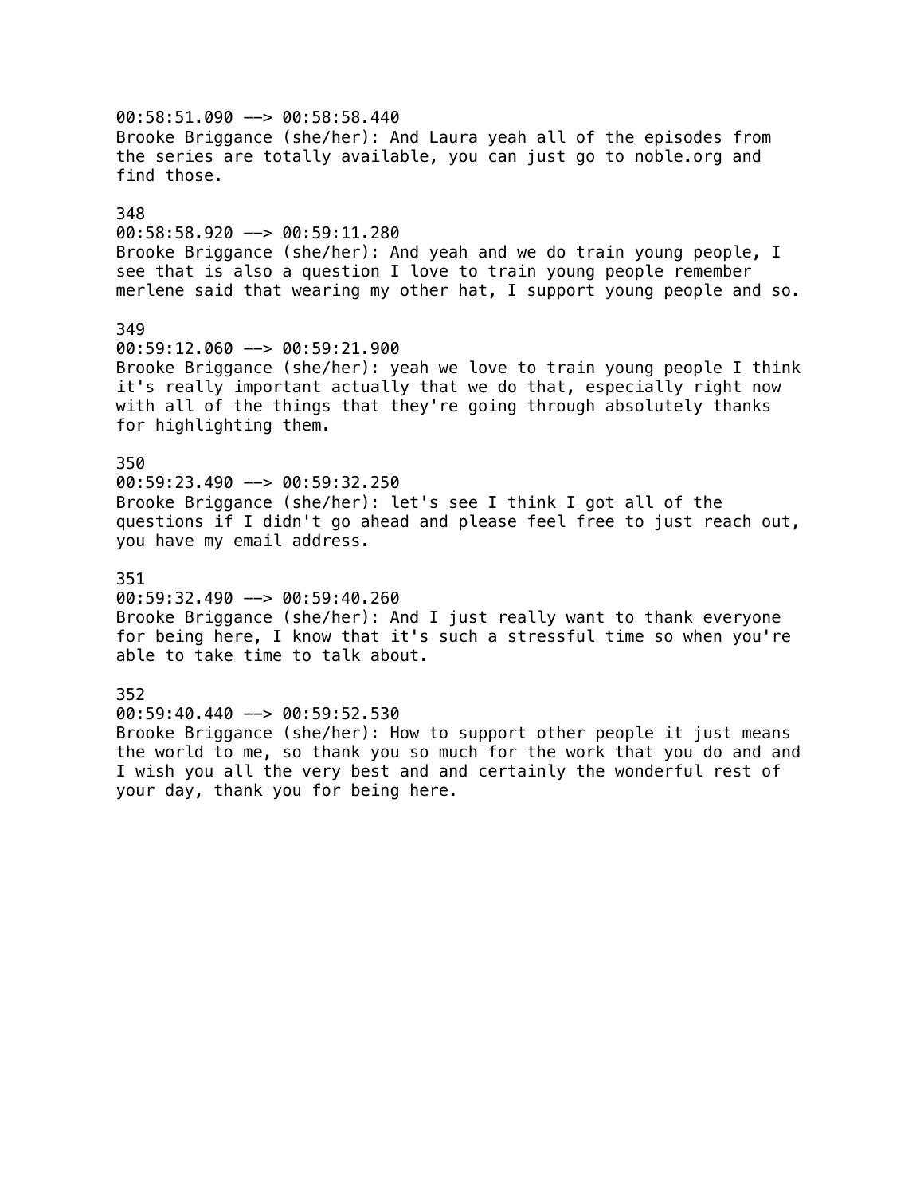00:58:51.090 --> 00:58:58.440
Brooke Briggance (she/her): And Laura yeah all of the episodes from the series are totally available, you can just go to noble.org and find those.

348
00:58:58.920 --> 00:59:11.280
Brooke Briggance (she/her): And yeah and we do train young people, I see that is also a question I love to train young people remember merlene said that wearing my other hat, I support young people and so.

349
00:59:12.060 --> 00:59:21.900
Brooke Briggance (she/her): yeah we love to train young people I think it's really important actually that we do that, especially right now with all of the things that they're going through absolutely thanks for highlighting them.

350
00:59:23.490 --> 00:59:32.250
Brooke Briggance (she/her): let's see I think I got all of the questions if I didn't go ahead and please feel free to just reach out, you have my email address.

351
00:59:32.490 --> 00:59:40.260
Brooke Briggance (she/her): And I just really want to thank everyone for being here, I know that it's such a stressful time so when you're able to take time to talk about.

352
00:59:40.440 --> 00:59:52.530
Brooke Briggance (she/her): How to support other people it just means the world to me, so thank you so much for the work that you do and and I wish you all the very best and and certainly the wonderful rest of your day, thank you for being here.